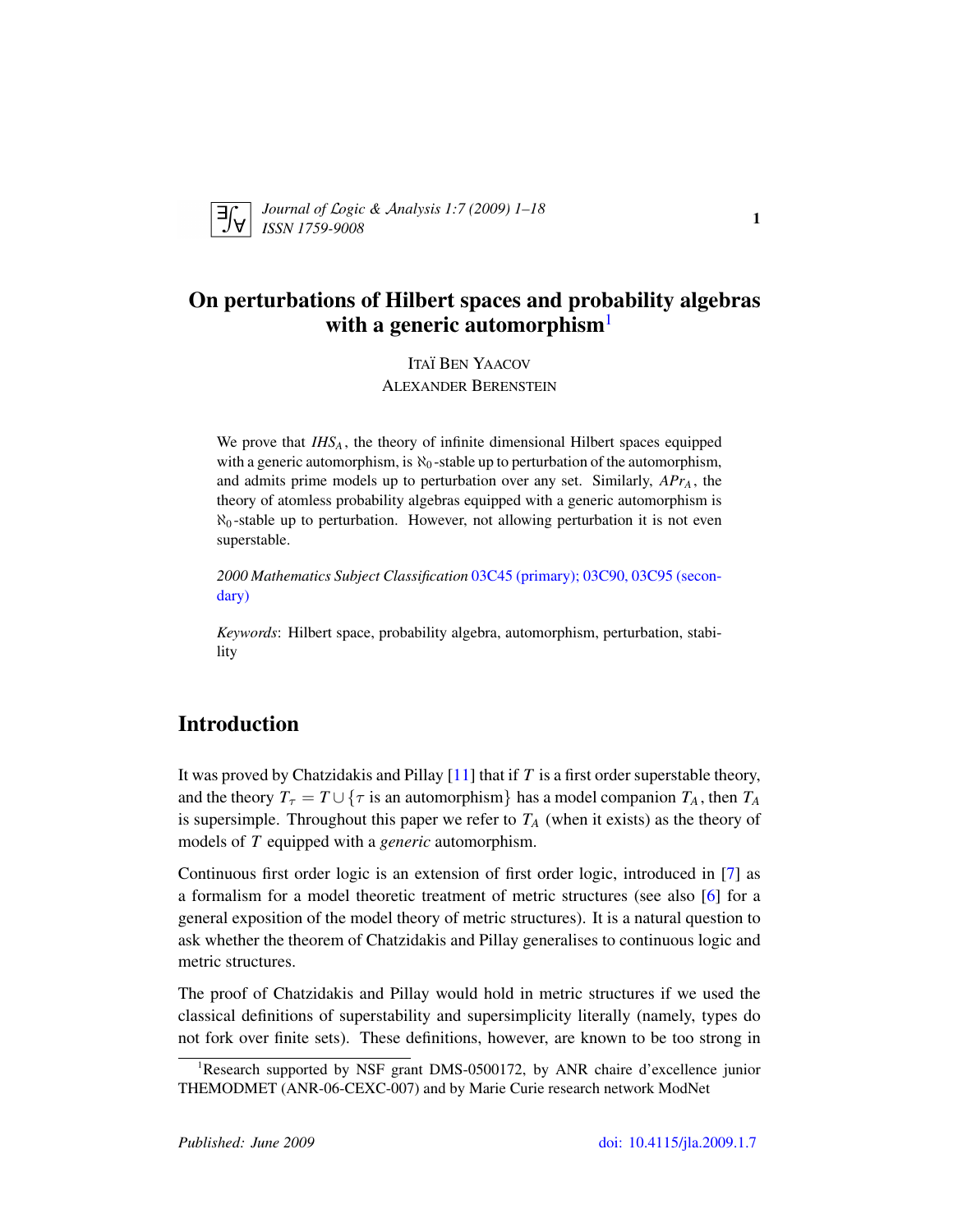# On perturbations of Hilbert spaces and probability algebras with a generic automorphism[1]

ITAÏ BEN YAACOV
ALEXANDER BERENSTEIN

We prove that $IHS_A$, the theory of infinite dimensional Hilbert spaces equipped with a generic automorphism, is $\aleph_0$-stable up to perturbation of the automorphism, and admits prime models up to perturbation over any set. Similarly, $APr_A$, the theory of atomless probability algebras equipped with a generic automorphism is $\aleph_0$-stable up to perturbation. However, not allowing perturbation it is not even superstable.

*2000 Mathematics Subject Classification* 03C45 (primary); 03C90, 03C95 (secondary)

*Keywords*: Hilbert space, probability algebra, automorphism, perturbation, stability

## Introduction

It was proved by Chatzidakis and Pillay [11] that if $T$ is a first order superstable theory, and the theory $T_\tau = T \cup \{\tau \text{ is an automorphism}\}$ has a model companion $T_A$, then $T_A$ is supersimple. Throughout this paper we refer to $T_A$ (when it exists) as the theory of models of $T$ equipped with a *generic* automorphism.

Continuous first order logic is an extension of first order logic, introduced in [7] as a formalism for a model theoretic treatment of metric structures (see also [6] for a general exposition of the model theory of metric structures). It is a natural question to ask whether the theorem of Chatzidakis and Pillay generalises to continuous logic and metric structures.

The proof of Chatzidakis and Pillay would hold in metric structures if we used the classical definitions of superstability and supersimplicity literally (namely, types do not fork over finite sets). These definitions, however, are known to be too strong in

[1] Research supported by NSF grant DMS-0500172, by ANR chaire d'excellence junior THEMODMET (ANR-06-CEXC-007) and by Marie Curie research network ModNet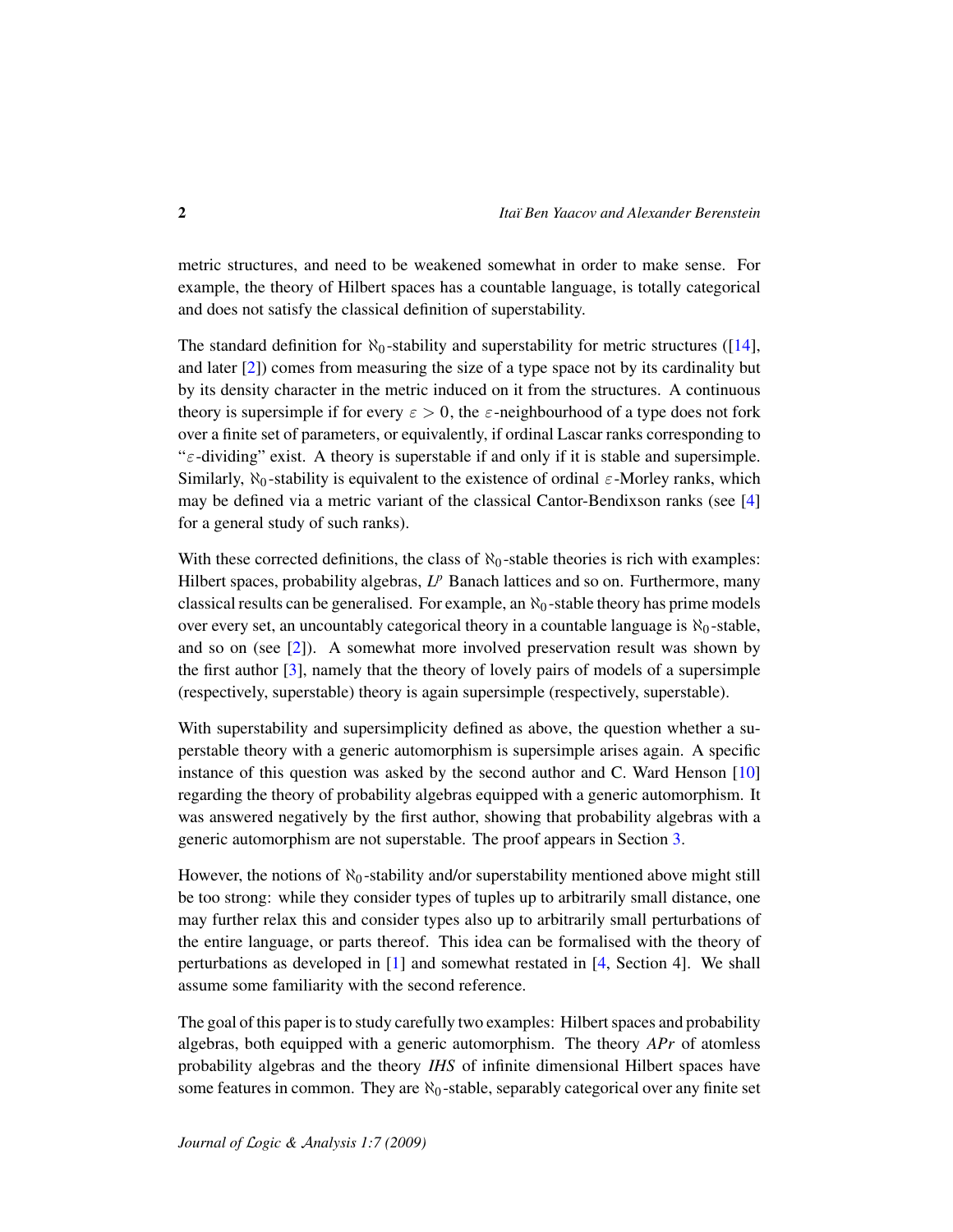metric structures, and need to be weakened somewhat in order to make sense. For example, the theory of Hilbert spaces has a countable language, is totally categorical and does not satisfy the classical definition of superstability.

The standard definition for $\aleph_0$-stability and superstability for metric structures ([14], and later [2]) comes from measuring the size of a type space not by its cardinality but by its density character in the metric induced on it from the structures. A continuous theory is supersimple if for every $\varepsilon > 0$, the $\varepsilon$-neighbourhood of a type does not fork over a finite set of parameters, or equivalently, if ordinal Lascar ranks corresponding to "$\varepsilon$-dividing" exist. A theory is superstable if and only if it is stable and supersimple. Similarly, $\aleph_0$-stability is equivalent to the existence of ordinal $\varepsilon$-Morley ranks, which may be defined via a metric variant of the classical Cantor-Bendixson ranks (see [4] for a general study of such ranks).

With these corrected definitions, the class of $\aleph_0$-stable theories is rich with examples: Hilbert spaces, probability algebras, $L^p$ Banach lattices and so on. Furthermore, many classical results can be generalised. For example, an $\aleph_0$-stable theory has prime models over every set, an uncountably categorical theory in a countable language is $\aleph_0$-stable, and so on (see [2]). A somewhat more involved preservation result was shown by the first author [3], namely that the theory of lovely pairs of models of a supersimple (respectively, superstable) theory is again supersimple (respectively, superstable).

With superstability and supersimplicity defined as above, the question whether a superstable theory with a generic automorphism is supersimple arises again. A specific instance of this question was asked by the second author and C. Ward Henson [10] regarding the theory of probability algebras equipped with a generic automorphism. It was answered negatively by the first author, showing that probability algebras with a generic automorphism are not superstable. The proof appears in Section 3.

However, the notions of $\aleph_0$-stability and/or superstability mentioned above might still be too strong: while they consider types of tuples up to arbitrarily small distance, one may further relax this and consider types also up to arbitrarily small perturbations of the entire language, or parts thereof. This idea can be formalised with the theory of perturbations as developed in [1] and somewhat restated in [4, Section 4]. We shall assume some familiarity with the second reference.

The goal of this paper is to study carefully two examples: Hilbert spaces and probability algebras, both equipped with a generic automorphism. The theory *APr* of atomless probability algebras and the theory *IHS* of infinite dimensional Hilbert spaces have some features in common. They are $\aleph_0$-stable, separably categorical over any finite set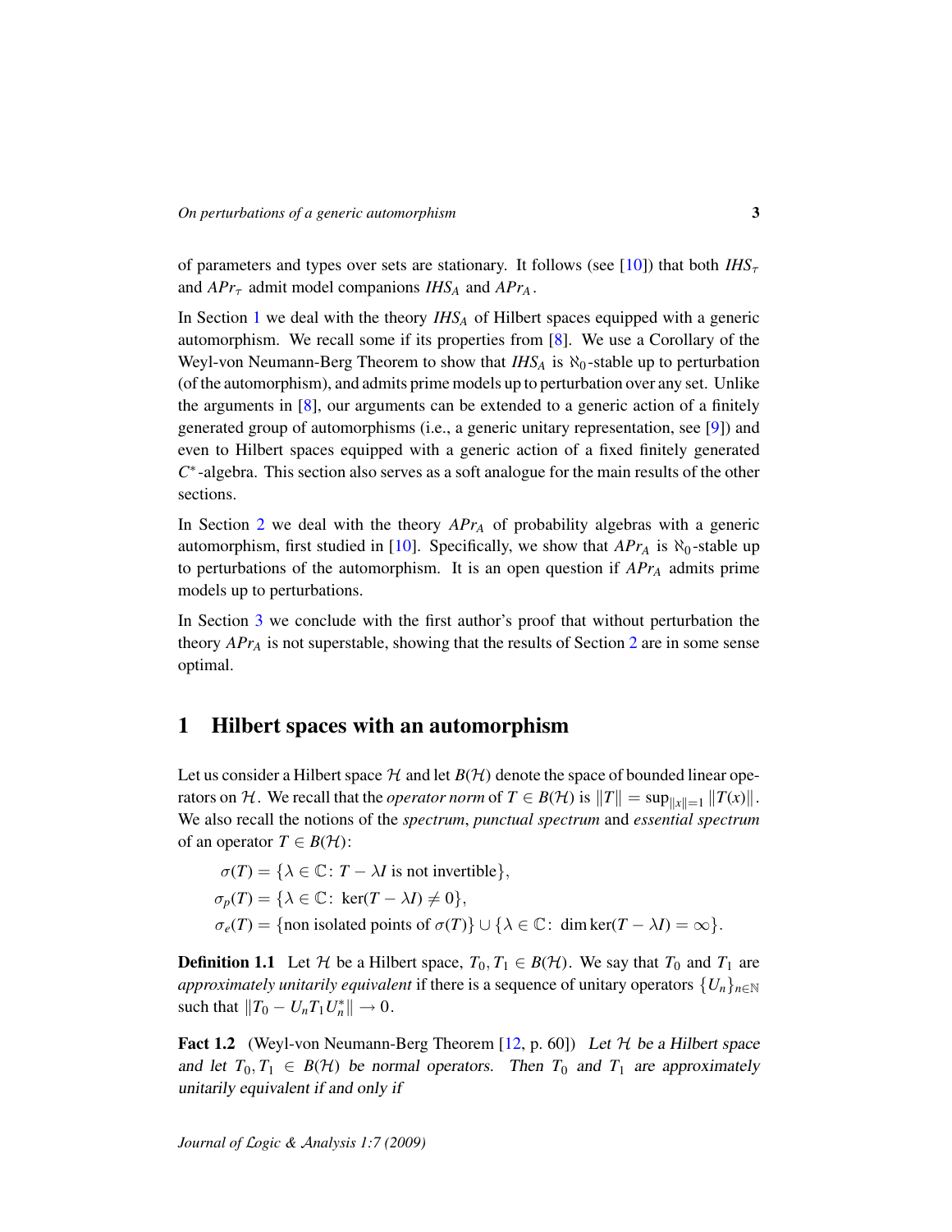of parameters and types over sets are stationary. It follows (see [10]) that both $IHS_\tau$ and $APr_\tau$ admit model companions $IHS_A$ and $APr_A$.

In Section 1 we deal with the theory $IHS_A$ of Hilbert spaces equipped with a generic automorphism. We recall some if its properties from [8]. We use a Corollary of the Weyl-von Neumann-Berg Theorem to show that $IHS_A$ is $\aleph_0$-stable up to perturbation (of the automorphism), and admits prime models up to perturbation over any set. Unlike the arguments in [8], our arguments can be extended to a generic action of a finitely generated group of automorphisms (i.e., a generic unitary representation, see [9]) and even to Hilbert spaces equipped with a generic action of a fixed finitely generated $C^*$-algebra. This section also serves as a soft analogue for the main results of the other sections.

In Section 2 we deal with the theory $APr_A$ of probability algebras with a generic automorphism, first studied in [10]. Specifically, we show that $APr_A$ is $\aleph_0$-stable up to perturbations of the automorphism. It is an open question if $APr_A$ admits prime models up to perturbations.

In Section 3 we conclude with the first author's proof that without perturbation the theory $APr_A$ is not superstable, showing that the results of Section 2 are in some sense optimal.

# 1 Hilbert spaces with an automorphism

Let us consider a Hilbert space $\mathcal{H}$ and let $B(\mathcal{H})$ denote the space of bounded linear operators on $\mathcal{H}$. We recall that the *operator norm* of $T \in B(\mathcal{H})$ is $\|T\| = \sup_{\|x\|=1} \|T(x)\|$. We also recall the notions of the *spectrum*, *punctual spectrum* and *essential spectrum* of an operator $T \in B(\mathcal{H})$:

$$\sigma(T) = \{\lambda \in \mathbb{C} \colon T - \lambda I \text{ is not invertible}\},$$

$$\sigma_p(T) = \{\lambda \in \mathbb{C} \colon \ker(T - \lambda I) \neq 0\},$$

$$\sigma_e(T) = \{\text{non isolated points of } \sigma(T)\} \cup \{\lambda \in \mathbb{C} \colon \dim \ker(T - \lambda I) = \infty\}.$$

**Definition 1.1** Let $\mathcal{H}$ be a Hilbert space, $T_0, T_1 \in B(\mathcal{H})$. We say that $T_0$ and $T_1$ are *approximately unitarily equivalent* if there is a sequence of unitary operators $\{U_n\}_{n\in\mathbb{N}}$ such that $\|T_0 - U_n T_1 U_n^*\| \to 0$.

**Fact 1.2** (Weyl-von Neumann-Berg Theorem [12, p. 60]) *Let $\mathcal{H}$ be a Hilbert space and let $T_0, T_1 \in B(\mathcal{H})$ be normal operators. Then $T_0$ and $T_1$ are approximately unitarily equivalent if and only if*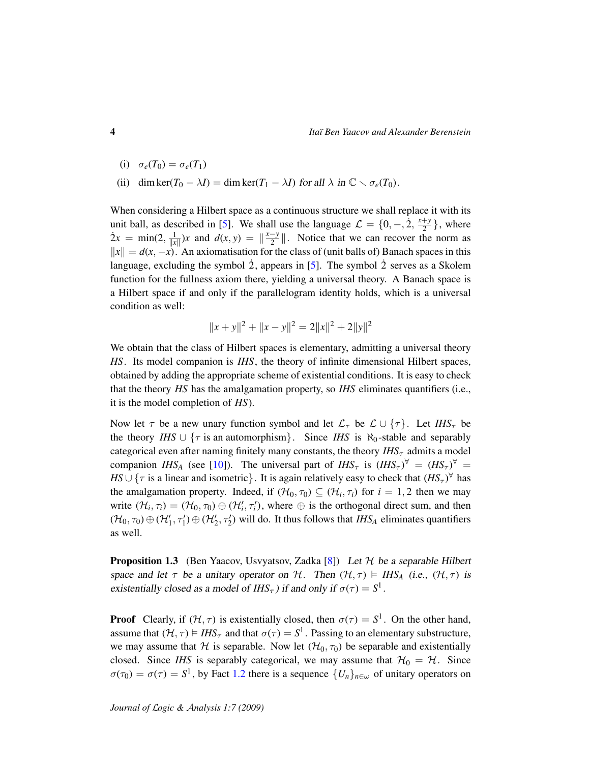(i) $\sigma_e(T_0) = \sigma_e(T_1)$

(ii) $\dim \ker(T_0 - \lambda I) = \dim \ker(T_1 - \lambda I)$ *for all* $\lambda$ *in* $\mathbb{C} \setminus \sigma_e(T_0)$.

When considering a Hilbert space as a continuous structure we shall replace it with its unit ball, as described in [5]. We shall use the language $\mathcal{L} = \{0, -, \dot{2}, \frac{x+y}{2}\}$, where $\dot{2}x = \min(2, \frac{1}{\|x\|})x$ and $d(x, y) = \|\frac{x-y}{2}\|$. Notice that we can recover the norm as $\|x\| = d(x, -x)$. An axiomatisation for the class of (unit balls of) Banach spaces in this language, excluding the symbol $\dot{2}$, appears in [5]. The symbol $\dot{2}$ serves as a Skolem function for the fullness axiom there, yielding a universal theory. A Banach space is a Hilbert space if and only if the parallelogram identity holds, which is a universal condition as well:

$$\|x + y\|^2 + \|x - y\|^2 = 2\|x\|^2 + 2\|y\|^2$$

We obtain that the class of Hilbert spaces is elementary, admitting a universal theory *HS*. Its model companion is *IHS*, the theory of infinite dimensional Hilbert spaces, obtained by adding the appropriate scheme of existential conditions. It is easy to check that the theory *HS* has the amalgamation property, so *IHS* eliminates quantifiers (i.e., it is the model completion of *HS*).

Now let $\tau$ be a new unary function symbol and let $\mathcal{L}_\tau$ be $\mathcal{L} \cup \{\tau\}$. Let $IHS_\tau$ be the theory $IHS \cup \{\tau \text{ is an automorphism}\}$. Since *IHS* is $\aleph_0$-stable and separably categorical even after naming finitely many constants, the theory $IHS_\tau$ admits a model companion $IHS_A$ (see [10]). The universal part of $IHS_\tau$ is $(IHS_\tau)^\forall = (HS_\tau)^\forall = HS \cup \{\tau \text{ is a linear and isometric}\}$. It is again relatively easy to check that $(HS_\tau)^\forall$ has the amalgamation property. Indeed, if $(\mathcal{H}_0, \tau_0) \subseteq (\mathcal{H}_i, \tau_i)$ for $i = 1, 2$ then we may write $(\mathcal{H}_i, \tau_i) = (\mathcal{H}_0, \tau_0) \oplus (\mathcal{H}'_i, \tau'_i)$, where $\oplus$ is the orthogonal direct sum, and then $(\mathcal{H}_0, \tau_0) \oplus (\mathcal{H}'_1, \tau'_1) \oplus (\mathcal{H}'_2, \tau'_2)$ will do. It thus follows that $IHS_A$ eliminates quantifiers as well.

**Proposition 1.3** (Ben Yaacov, Usvyatsov, Zadka [8]) *Let $\mathcal{H}$ be a separable Hilbert space and let $\tau$ be a unitary operator on $\mathcal{H}$. Then $(\mathcal{H}, \tau) \models IHS_A$ (i.e., $(\mathcal{H}, \tau)$ is existentially closed as a model of $IHS_\tau$) if and only if $\sigma(\tau) = S^1$.*

**Proof** Clearly, if $(\mathcal{H}, \tau)$ is existentially closed, then $\sigma(\tau) = S^1$. On the other hand, assume that $(\mathcal{H}, \tau) \models IHS_\tau$ and that $\sigma(\tau) = S^1$. Passing to an elementary substructure, we may assume that $\mathcal{H}$ is separable. Now let $(\mathcal{H}_0, \tau_0)$ be separable and existentially closed. Since *IHS* is separably categorical, we may assume that $\mathcal{H}_0 = \mathcal{H}$. Since $\sigma(\tau_0) = \sigma(\tau) = S^1$, by Fact 1.2 there is a sequence $\{U_n\}_{n\in\omega}$ of unitary operators on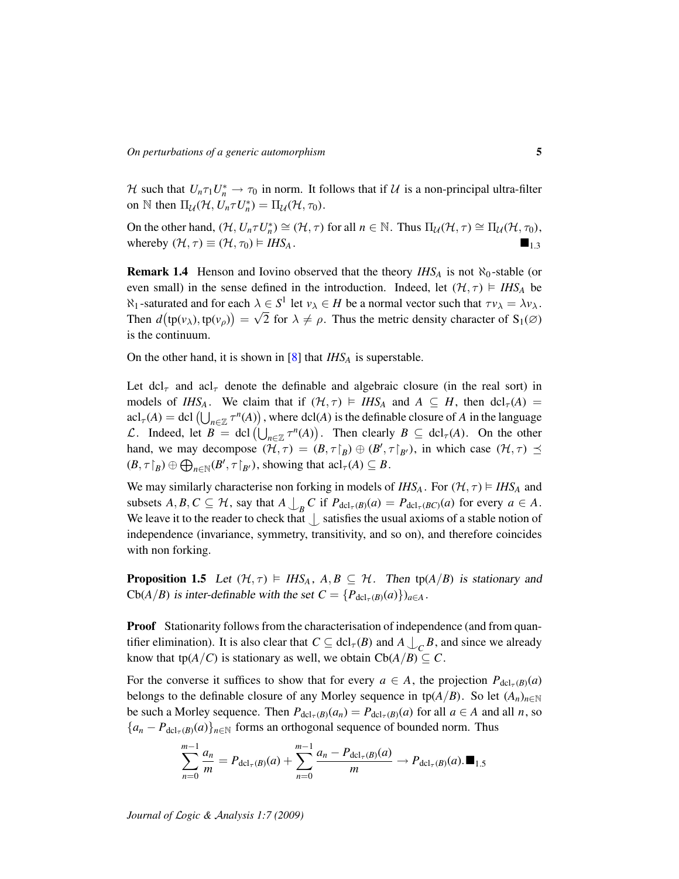$\mathcal{H}$ such that $U_n \tau_1 U_n^* \to \tau_0$ in norm. It follows that if $\mathcal{U}$ is a non-principal ultra-filter on $\mathbb{N}$ then $\Pi_{\mathcal{U}}(\mathcal{H}, U_n \tau U_n^*) = \Pi_{\mathcal{U}}(\mathcal{H}, \tau_0)$.

On the other hand, $(\mathcal{H}, U_n \tau U_n^*) \cong (\mathcal{H}, \tau)$ for all $n \in \mathbb{N}$. Thus $\Pi_{\mathcal{U}}(\mathcal{H}, \tau) \cong \Pi_{\mathcal{U}}(\mathcal{H}, \tau_0)$, whereby $(\mathcal{H}, \tau) \equiv (\mathcal{H}, \tau_0) \vDash IHS_A$. $\blacksquare_{1.3}$

**Remark 1.4** Henson and Iovino observed that the theory $IHS_A$ is not $\aleph_0$-stable (or even small) in the sense defined in the introduction. Indeed, let $(\mathcal{H}, \tau) \vDash IHS_A$ be $\aleph_1$-saturated and for each $\lambda \in S^1$ let $v_\lambda \in H$ be a normal vector such that $\tau v_\lambda = \lambda v_\lambda$. Then $d\big(\mathrm{tp}(v_\lambda), \mathrm{tp}(v_\rho)\big) = \sqrt{2}$ for $\lambda \neq \rho$. Thus the metric density character of $\mathrm{S}_1(\varnothing)$ is the continuum.

On the other hand, it is shown in [8] that $IHS_A$ is superstable.

Let $\mathrm{dcl}_\tau$ and $\mathrm{acl}_\tau$ denote the definable and algebraic closure (in the real sort) in models of $IHS_A$. We claim that if $(\mathcal{H}, \tau) \vDash IHS_A$ and $A \subseteq H$, then $\mathrm{dcl}_\tau(A) = \mathrm{acl}_\tau(A) = \mathrm{dcl}\left(\bigcup_{n\in\mathbb{Z}} \tau^n(A)\right)$, where $\mathrm{dcl}(A)$ is the definable closure of $A$ in the language $\mathcal{L}$. Indeed, let $B = \mathrm{dcl}\left(\bigcup_{n\in\mathbb{Z}} \tau^n(A)\right)$. Then clearly $B \subseteq \mathrm{dcl}_\tau(A)$. On the other hand, we may decompose $(\mathcal{H}, \tau) = (B, \tau\restriction_B) \oplus (B', \tau\restriction_{B'})$, in which case $(\mathcal{H}, \tau) \preceq (B, \tau\restriction_B) \oplus \bigoplus_{n\in\mathbb{N}} (B', \tau\restriction_{B'})$, showing that $\mathrm{acl}_\tau(A) \subseteq B$.

We may similarly characterise non forking in models of $IHS_A$. For $(\mathcal{H}, \tau) \vDash IHS_A$ and subsets $A, B, C \subseteq \mathcal{H}$, say that $A \mathop{\smile\!\!\!\!\!|}_B C$ if $P_{\mathrm{dcl}_\tau(B)}(a) = P_{\mathrm{dcl}_\tau(BC)}(a)$ for every $a \in A$. We leave it to the reader to check that $\mathop{\smile\!\!\!\!\!|}$ satisfies the usual axioms of a stable notion of independence (invariance, symmetry, transitivity, and so on), and therefore coincides with non forking.

**Proposition 1.5** *Let $(\mathcal{H}, \tau) \vDash IHS_A$, $A, B \subseteq \mathcal{H}$. Then $\mathrm{tp}(A/B)$ is stationary and $\mathrm{Cb}(A/B)$ is inter-definable with the set $C = \{P_{\mathrm{dcl}_\tau(B)}(a)\}_{a\in A}$.*

**Proof** Stationarity follows from the characterisation of independence (and from quantifier elimination). It is also clear that $C \subseteq \mathrm{dcl}_\tau(B)$ and $A \mathop{\smile\!\!\!\!\!|}_C B$, and since we already know that $\mathrm{tp}(A/C)$ is stationary as well, we obtain $\mathrm{Cb}(A/B) \subseteq C$.

For the converse it suffices to show that for every $a \in A$, the projection $P_{\mathrm{dcl}_\tau(B)}(a)$ belongs to the definable closure of any Morley sequence in $\mathrm{tp}(A/B)$. So let $(A_n)_{n\in\mathbb{N}}$ be such a Morley sequence. Then $P_{\mathrm{dcl}_\tau(B)}(a_n) = P_{\mathrm{dcl}_\tau(B)}(a)$ for all $a \in A$ and all $n$, so $\{a_n - P_{\mathrm{dcl}_\tau(B)}(a)\}_{n\in\mathbb{N}}$ forms an orthogonal sequence of bounded norm. Thus

$$\sum_{n=0}^{m-1} \frac{a_n}{m} = P_{\mathrm{dcl}_\tau(B)}(a) + \sum_{n=0}^{m-1} \frac{a_n - P_{\mathrm{dcl}_\tau(B)}(a)}{m} \to P_{\mathrm{dcl}_\tau(B)}(a). \blacksquare_{1.5}$$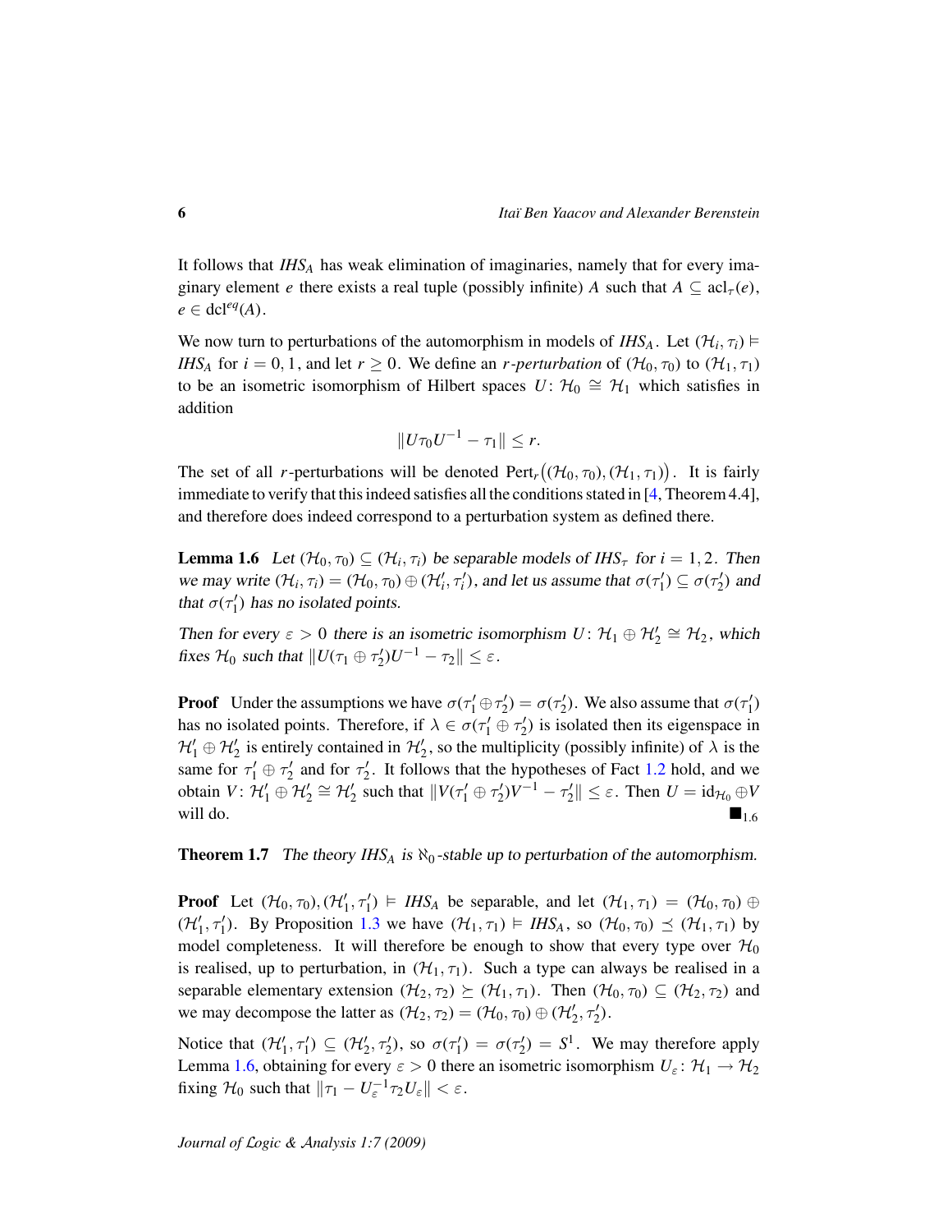It follows that $IHS_A$ has weak elimination of imaginaries, namely that for every imaginary element $e$ there exists a real tuple (possibly infinite) $A$ such that $A \subseteq \mathrm{acl}_\tau(e)$, $e \in \mathrm{dcl}^{eq}(A)$.

We now turn to perturbations of the automorphism in models of $IHS_A$. Let $(\mathcal{H}_i, \tau_i) \models IHS_A$ for $i = 0, 1$, and let $r \geq 0$. We define an *r-perturbation* of $(\mathcal{H}_0, \tau_0)$ to $(\mathcal{H}_1, \tau_1)$ to be an isometric isomorphism of Hilbert spaces $U \colon \mathcal{H}_0 \cong \mathcal{H}_1$ which satisfies in addition

$$\|U\tau_0 U^{-1} - \tau_1\| \leq r.$$

The set of all $r$-perturbations will be denoted $\mathrm{Pert}_r\big((\mathcal{H}_0, \tau_0), (\mathcal{H}_1, \tau_1)\big)$. It is fairly immediate to verify that this indeed satisfies all the conditions stated in [4, Theorem 4.4], and therefore does indeed correspond to a perturbation system as defined there.

**Lemma 1.6** *Let $(\mathcal{H}_0, \tau_0) \subseteq (\mathcal{H}_i, \tau_i)$ be separable models of $IHS_\tau$ for $i = 1, 2$. Then we may write $(\mathcal{H}_i, \tau_i) = (\mathcal{H}_0, \tau_0) \oplus (\mathcal{H}'_i, \tau'_i)$, and let us assume that $\sigma(\tau'_1) \subseteq \sigma(\tau'_2)$ and that $\sigma(\tau'_1)$ has no isolated points.*

*Then for every $\varepsilon > 0$ there is an isometric isomorphism $U \colon \mathcal{H}_1 \oplus \mathcal{H}'_2 \cong \mathcal{H}_2$, which fixes $\mathcal{H}_0$ such that $\|U(\tau_1 \oplus \tau'_2)U^{-1} - \tau_2\| \leq \varepsilon$.*

**Proof** Under the assumptions we have $\sigma(\tau'_1 \oplus \tau'_2) = \sigma(\tau'_2)$. We also assume that $\sigma(\tau'_1)$ has no isolated points. Therefore, if $\lambda \in \sigma(\tau'_1 \oplus \tau'_2)$ is isolated then its eigenspace in $\mathcal{H}'_1 \oplus \mathcal{H}'_2$ is entirely contained in $\mathcal{H}'_2$, so the multiplicity (possibly infinite) of $\lambda$ is the same for $\tau'_1 \oplus \tau'_2$ and for $\tau'_2$. It follows that the hypotheses of Fact 1.2 hold, and we obtain $V \colon \mathcal{H}'_1 \oplus \mathcal{H}'_2 \cong \mathcal{H}'_2$ such that $\|V(\tau'_1 \oplus \tau'_2)V^{-1} - \tau'_2\| \leq \varepsilon$. Then $U = \mathrm{id}_{\mathcal{H}_0} \oplus V$ will do. $\blacksquare_{1.6}$

**Theorem 1.7** *The theory $IHS_A$ is $\aleph_0$-stable up to perturbation of the automorphism.*

**Proof** Let $(\mathcal{H}_0, \tau_0), (\mathcal{H}'_1, \tau'_1) \models IHS_A$ be separable, and let $(\mathcal{H}_1, \tau_1) = (\mathcal{H}_0, \tau_0) \oplus (\mathcal{H}'_1, \tau'_1)$. By Proposition 1.3 we have $(\mathcal{H}_1, \tau_1) \models IHS_A$, so $(\mathcal{H}_0, \tau_0) \preceq (\mathcal{H}_1, \tau_1)$ by model completeness. It will therefore be enough to show that every type over $\mathcal{H}_0$ is realised, up to perturbation, in $(\mathcal{H}_1, \tau_1)$. Such a type can always be realised in a separable elementary extension $(\mathcal{H}_2, \tau_2) \succeq (\mathcal{H}_1, \tau_1)$. Then $(\mathcal{H}_0, \tau_0) \subseteq (\mathcal{H}_2, \tau_2)$ and we may decompose the latter as $(\mathcal{H}_2, \tau_2) = (\mathcal{H}_0, \tau_0) \oplus (\mathcal{H}'_2, \tau'_2)$.

Notice that $(\mathcal{H}'_1, \tau'_1) \subseteq (\mathcal{H}'_2, \tau'_2)$, so $\sigma(\tau'_1) = \sigma(\tau'_2) = S^1$. We may therefore apply Lemma 1.6, obtaining for every $\varepsilon > 0$ there an isometric isomorphism $U_\varepsilon \colon \mathcal{H}_1 \to \mathcal{H}_2$ fixing $\mathcal{H}_0$ such that $\|\tau_1 - U_\varepsilon^{-1}\tau_2 U_\varepsilon\| < \varepsilon$.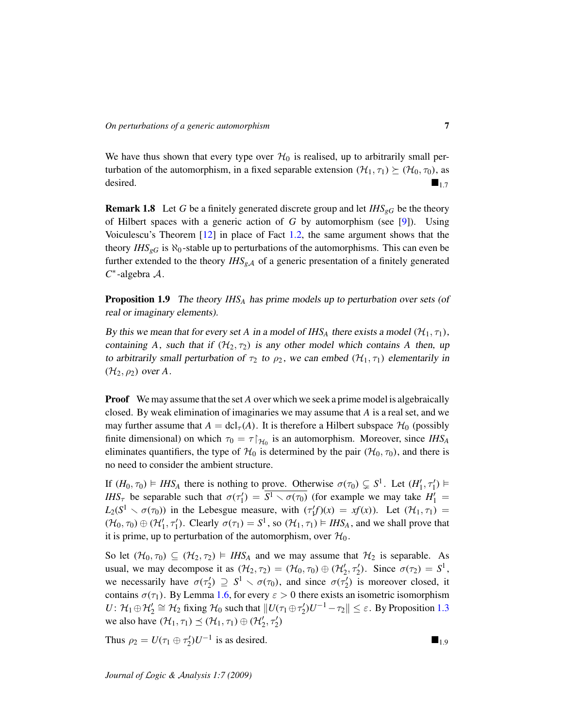We have thus shown that every type over $\mathcal{H}_0$ is realised, up to arbitrarily small perturbation of the automorphism, in a fixed separable extension $(\mathcal{H}_1, \tau_1) \succeq (\mathcal{H}_0, \tau_0)$, as desired. $\blacksquare_{1.7}$

**Remark 1.8** Let $G$ be a finitely generated discrete group and let $IHS_{gG}$ be the theory of Hilbert spaces with a generic action of $G$ by automorphism (see [9]). Using Voiculescu's Theorem [12] in place of Fact 1.2, the same argument shows that the theory $IHS_{gG}$ is $\aleph_0$-stable up to perturbations of the automorphisms. This can even be further extended to the theory $IHS_{g\mathcal{A}}$ of a generic presentation of a finitely generated $C^*$-algebra $\mathcal{A}$.

**Proposition 1.9** *The theory $IHS_A$ has prime models up to perturbation over sets (of real or imaginary elements).*

*By this we mean that for every set $A$ in a model of $IHS_A$ there exists a model $(\mathcal{H}_1, \tau_1)$, containing $A$, such that if $(\mathcal{H}_2, \tau_2)$ is any other model which contains $A$ then, up to arbitrarily small perturbation of $\tau_2$ to $\rho_2$, we can embed $(\mathcal{H}_1, \tau_1)$ elementarily in $(\mathcal{H}_2, \rho_2)$ over $A$.*

**Proof** We may assume that the set $A$ over which we seek a prime model is algebraically closed. By weak elimination of imaginaries we may assume that $A$ is a real set, and we may further assume that $A = \mathrm{dcl}_\tau(A)$. It is therefore a Hilbert subspace $\mathcal{H}_0$ (possibly finite dimensional) on which $\tau_0 = \tau\restriction_{\mathcal{H}_0}$ is an automorphism. Moreover, since $IHS_A$ eliminates quantifiers, the type of $\mathcal{H}_0$ is determined by the pair $(\mathcal{H}_0, \tau_0)$, and there is no need to consider the ambient structure.

If $(H_0, \tau_0) \vDash IHS_A$ there is nothing to prove. Otherwise $\sigma(\tau_0) \subsetneq S^1$. Let $(H_1', \tau_1') \vDash IHS_\tau$ be separable such that $\sigma(\tau_1') = \overline{S^1 \smallsetminus \sigma(\tau_0)}$ (for example we may take $H_1' = L_2(S^1 \smallsetminus \sigma(\tau_0))$ in the Lebesgue measure, with $(\tau_1' f)(x) = xf(x)$). Let $(\mathcal{H}_1, \tau_1) = (\mathcal{H}_0, \tau_0) \oplus (\mathcal{H}_1', \tau_1')$. Clearly $\sigma(\tau_1) = S^1$, so $(\mathcal{H}_1, \tau_1) \vDash IHS_A$, and we shall prove that it is prime, up to perturbation of the automorphism, over $\mathcal{H}_0$.

So let $(\mathcal{H}_0, \tau_0) \subseteq (\mathcal{H}_2, \tau_2) \vDash IHS_A$ and we may assume that $\mathcal{H}_2$ is separable. As usual, we may decompose it as $(\mathcal{H}_2, \tau_2) = (\mathcal{H}_0, \tau_0) \oplus (\mathcal{H}_2', \tau_2')$. Since $\sigma(\tau_2) = S^1$, we necessarily have $\sigma(\tau_2') \supseteq S^1 \smallsetminus \sigma(\tau_0)$, and since $\sigma(\tau_2')$ is moreover closed, it contains $\sigma(\tau_1)$. By Lemma 1.6, for every $\varepsilon > 0$ there exists an isometric isomorphism $U \colon \mathcal{H}_1 \oplus \mathcal{H}_2' \cong \mathcal{H}_2$ fixing $\mathcal{H}_0$ such that $\|U(\tau_1 \oplus \tau_2')U^{-1} - \tau_2\| \leq \varepsilon$. By Proposition 1.3 we also have $(\mathcal{H}_1, \tau_1) \preceq (\mathcal{H}_1, \tau_1) \oplus (\mathcal{H}_2', \tau_2')$

Thus $\rho_2 = U(\tau_1 \oplus \tau_2')U^{-1}$ is as desired. $\blacksquare_{1.9}$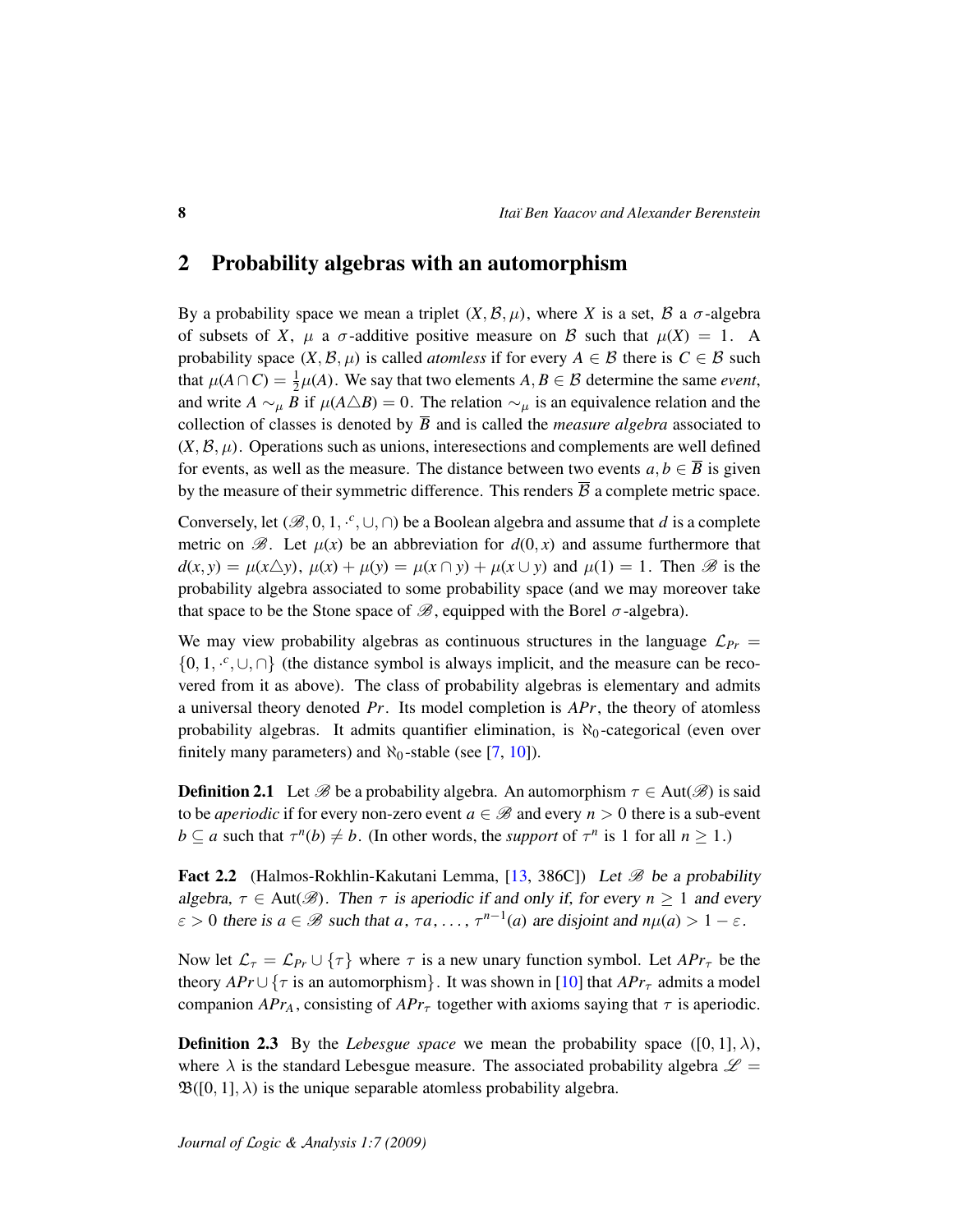## 2 Probability algebras with an automorphism

By a probability space we mean a triplet $(X, \mathcal{B}, \mu)$, where $X$ is a set, $\mathcal{B}$ a $\sigma$-algebra of subsets of $X$, $\mu$ a $\sigma$-additive positive measure on $\mathcal{B}$ such that $\mu(X) = 1$. A probability space $(X, \mathcal{B}, \mu)$ is called *atomless* if for every $A \in \mathcal{B}$ there is $C \in \mathcal{B}$ such that $\mu(A \cap C) = \frac{1}{2}\mu(A)$. We say that two elements $A, B \in \mathcal{B}$ determine the same *event*, and write $A \sim_\mu B$ if $\mu(A \triangle B) = 0$. The relation $\sim_\mu$ is an equivalence relation and the collection of classes is denoted by $\overline{B}$ and is called the *measure algebra* associated to $(X, \mathcal{B}, \mu)$. Operations such as unions, interesections and complements are well defined for events, as well as the measure. The distance between two events $a, b \in \overline{B}$ is given by the measure of their symmetric difference. This renders $\overline{\mathcal{B}}$ a complete metric space.

Conversely, let $(\mathscr{B}, 0, 1, \cdot^c, \cup, \cap)$ be a Boolean algebra and assume that $d$ is a complete metric on $\mathscr{B}$. Let $\mu(x)$ be an abbreviation for $d(0, x)$ and assume furthermore that $d(x, y) = \mu(x \triangle y)$, $\mu(x) + \mu(y) = \mu(x \cap y) + \mu(x \cup y)$ and $\mu(1) = 1$. Then $\mathscr{B}$ is the probability algebra associated to some probability space (and we may moreover take that space to be the Stone space of $\mathscr{B}$, equipped with the Borel $\sigma$-algebra).

We may view probability algebras as continuous structures in the language $\mathcal{L}_{Pr} = \{0, 1, \cdot^c, \cup, \cap\}$ (the distance symbol is always implicit, and the measure can be recovered from it as above). The class of probability algebras is elementary and admits a universal theory denoted $Pr$. Its model completion is $APr$, the theory of atomless probability algebras. It admits quantifier elimination, is $\aleph_0$-categorical (even over finitely many parameters) and $\aleph_0$-stable (see [7, 10]).

**Definition 2.1** Let $\mathscr{B}$ be a probability algebra. An automorphism $\tau \in \mathrm{Aut}(\mathscr{B})$ is said to be *aperiodic* if for every non-zero event $a \in \mathscr{B}$ and every $n > 0$ there is a sub-event $b \subseteq a$ such that $\tau^n(b) \neq b$. (In other words, the *support* of $\tau^n$ is 1 for all $n \geq 1$.)

**Fact 2.2** (Halmos-Rokhlin-Kakutani Lemma, [13, 386C]) *Let $\mathscr{B}$ be a probability algebra, $\tau \in \mathrm{Aut}(\mathscr{B})$. Then $\tau$ is aperiodic if and only if, for every $n \geq 1$ and every $\varepsilon > 0$ there is $a \in \mathscr{B}$ such that $a$, $\tau a$, ..., $\tau^{n-1}(a)$ are disjoint and $n\mu(a) > 1 - \varepsilon$.*

Now let $\mathcal{L}_\tau = \mathcal{L}_{Pr} \cup \{\tau\}$ where $\tau$ is a new unary function symbol. Let $APr_\tau$ be the theory $APr \cup \{\tau \text{ is an automorphism}\}$. It was shown in [10] that $APr_\tau$ admits a model companion $APr_A$, consisting of $APr_\tau$ together with axioms saying that $\tau$ is aperiodic.

**Definition 2.3** By the *Lebesgue space* we mean the probability space $([0, 1], \lambda)$, where $\lambda$ is the standard Lebesgue measure. The associated probability algebra $\mathscr{L} = \mathfrak{B}([0, 1], \lambda)$ is the unique separable atomless probability algebra.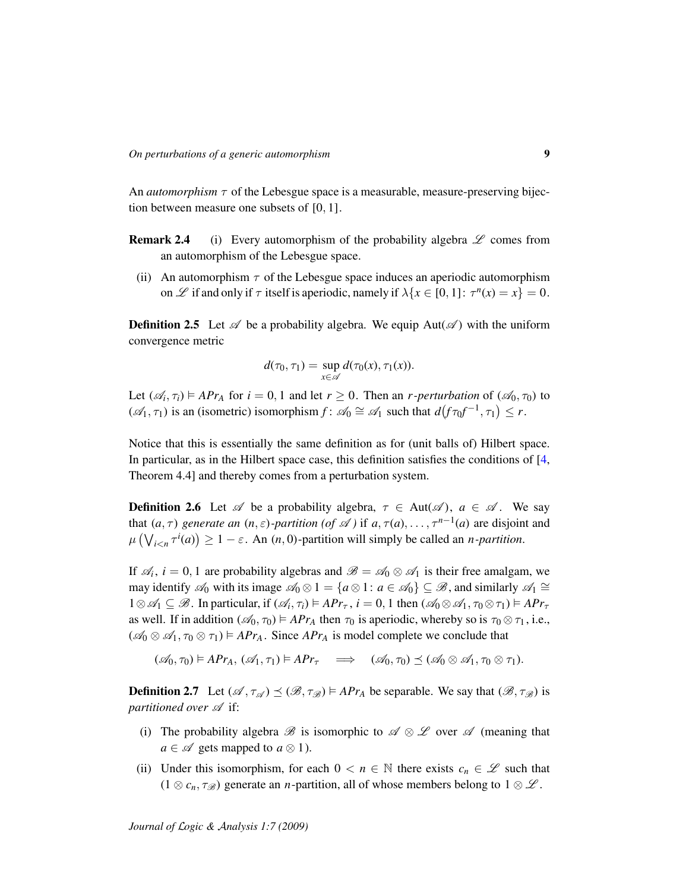An *automorphism* $\tau$ of the Lebesgue space is a measurable, measure-preserving bijection between measure one subsets of $[0,1]$.

**Remark 2.4** (i) Every automorphism of the probability algebra $\mathscr{L}$ comes from an automorphism of the Lebesgue space.

(ii) An automorphism $\tau$ of the Lebesgue space induces an aperiodic automorphism on $\mathscr{L}$ if and only if $\tau$ itself is aperiodic, namely if $\lambda\{x \in [0,1] \colon \tau^n(x) = x\} = 0$.

**Definition 2.5** Let $\mathscr{A}$ be a probability algebra. We equip $\mathrm{Aut}(\mathscr{A})$ with the uniform convergence metric

$$d(\tau_0, \tau_1) = \sup_{x \in \mathscr{A}} d(\tau_0(x), \tau_1(x)).$$

Let $(\mathscr{A}_i, \tau_i) \vDash APr_A$ for $i = 0, 1$ and let $r \geq 0$. Then an *$r$-perturbation* of $(\mathscr{A}_0, \tau_0)$ to $(\mathscr{A}_1, \tau_1)$ is an (isometric) isomorphism $f \colon \mathscr{A}_0 \cong \mathscr{A}_1$ such that $d\big(f\tau_0 f^{-1}, \tau_1\big) \leq r$.

Notice that this is essentially the same definition as for (unit balls of) Hilbert space. In particular, as in the Hilbert space case, this definition satisfies the conditions of [4, Theorem 4.4] and thereby comes from a perturbation system.

**Definition 2.6** Let $\mathscr{A}$ be a probability algebra, $\tau \in \mathrm{Aut}(\mathscr{A})$, $a \in \mathscr{A}$. We say that $(a, \tau)$ *generate an $(n, \varepsilon)$-partition (of $\mathscr{A}$)* if $a, \tau(a), \ldots, \tau^{n-1}(a)$ are disjoint and $\mu\left(\bigvee_{i<n} \tau^i(a)\right) \geq 1 - \varepsilon$. An $(n, 0)$-partition will simply be called an *$n$-partition*.

If $\mathscr{A}_i$, $i = 0, 1$ are probability algebras and $\mathscr{B} = \mathscr{A}_0 \otimes \mathscr{A}_1$ is their free amalgam, we may identify $\mathscr{A}_0$ with its image $\mathscr{A}_0 \otimes 1 = \{a \otimes 1 \colon a \in \mathscr{A}_0\} \subseteq \mathscr{B}$, and similarly $\mathscr{A}_1 \cong 1 \otimes \mathscr{A}_1 \subseteq \mathscr{B}$. In particular, if $(\mathscr{A}_i, \tau_i) \vDash APr_\tau$, $i = 0, 1$ then $(\mathscr{A}_0 \otimes \mathscr{A}_1, \tau_0 \otimes \tau_1) \vDash APr_\tau$ as well. If in addition $(\mathscr{A}_0, \tau_0) \vDash APr_A$ then $\tau_0$ is aperiodic, whereby so is $\tau_0 \otimes \tau_1$, i.e., $(\mathscr{A}_0 \otimes \mathscr{A}_1, \tau_0 \otimes \tau_1) \vDash APr_A$. Since $APr_A$ is model complete we conclude that

$$(\mathscr{A}_0, \tau_0) \vDash APr_A,\ (\mathscr{A}_1, \tau_1) \vDash APr_\tau \quad \Longrightarrow \quad (\mathscr{A}_0, \tau_0) \preceq (\mathscr{A}_0 \otimes \mathscr{A}_1, \tau_0 \otimes \tau_1).$$

**Definition 2.7** Let $(\mathscr{A}, \tau_{\mathscr{A}}) \preceq (\mathscr{B}, \tau_{\mathscr{B}}) \vDash APr_A$ be separable. We say that $(\mathscr{B}, \tau_{\mathscr{B}})$ is *partitioned over $\mathscr{A}$* if:

(i) The probability algebra $\mathscr{B}$ is isomorphic to $\mathscr{A} \otimes \mathscr{L}$ over $\mathscr{A}$ (meaning that $a \in \mathscr{A}$ gets mapped to $a \otimes 1$).

(ii) Under this isomorphism, for each $0 < n \in \mathbb{N}$ there exists $c_n \in \mathscr{L}$ such that $(1 \otimes c_n, \tau_{\mathscr{B}})$ generate an $n$-partition, all of whose members belong to $1 \otimes \mathscr{L}$.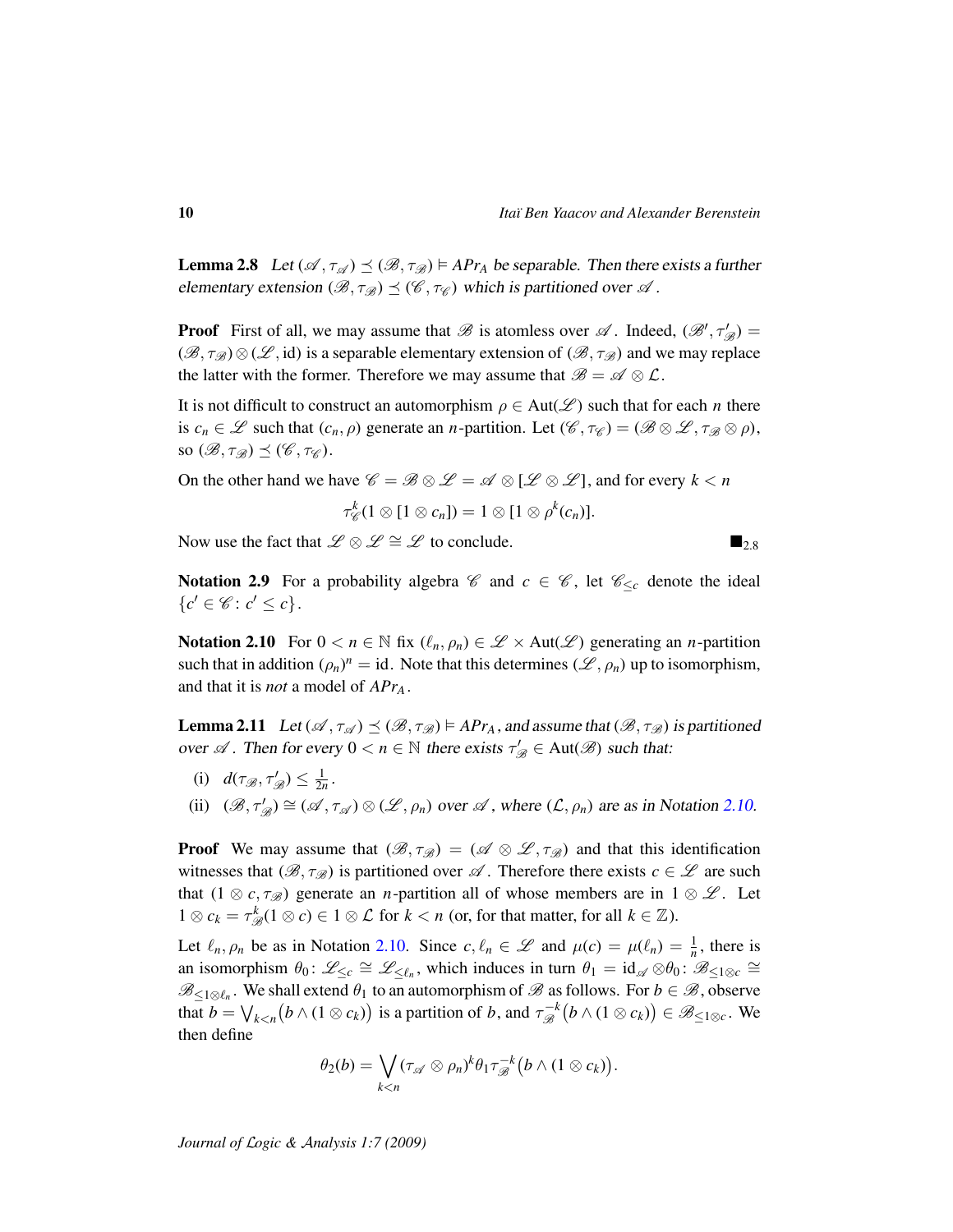**Lemma 2.8** *Let $(\mathscr{A}, \tau_{\mathscr{A}}) \preceq (\mathscr{B}, \tau_{\mathscr{B}}) \vDash APr_A$ be separable. Then there exists a further elementary extension $(\mathscr{B}, \tau_{\mathscr{B}}) \preceq (\mathscr{C}, \tau_{\mathscr{C}})$ which is partitioned over $\mathscr{A}$.*

**Proof** First of all, we may assume that $\mathscr{B}$ is atomless over $\mathscr{A}$. Indeed, $(\mathscr{B}', \tau'_{\mathscr{B}}) = (\mathscr{B}, \tau_{\mathscr{B}}) \otimes (\mathscr{L}, \mathrm{id})$ is a separable elementary extension of $(\mathscr{B}, \tau_{\mathscr{B}})$ and we may replace the latter with the former. Therefore we may assume that $\mathscr{B} = \mathscr{A} \otimes \mathcal{L}$.

It is not difficult to construct an automorphism $\rho \in \mathrm{Aut}(\mathscr{L})$ such that for each $n$ there is $c_n \in \mathscr{L}$ such that $(c_n, \rho)$ generate an $n$-partition. Let $(\mathscr{C}, \tau_{\mathscr{C}}) = (\mathscr{B} \otimes \mathscr{L}, \tau_{\mathscr{B}} \otimes \rho)$, so $(\mathscr{B}, \tau_{\mathscr{B}}) \preceq (\mathscr{C}, \tau_{\mathscr{C}})$.

On the other hand we have $\mathscr{C} = \mathscr{B} \otimes \mathscr{L} = \mathscr{A} \otimes [\mathscr{L} \otimes \mathscr{L}]$, and for every $k < n$

$$\tau^k_{\mathscr{C}}(1 \otimes [1 \otimes c_n]) = 1 \otimes [1 \otimes \rho^k(c_n)].$$

Now use the fact that $\mathscr{L} \otimes \mathscr{L} \cong \mathscr{L}$ to conclude. $\blacksquare_{2.8}$

**Notation 2.9** For a probability algebra $\mathscr{C}$ and $c \in \mathscr{C}$, let $\mathscr{C}_{\leq c}$ denote the ideal $\{c' \in \mathscr{C} : c' \leq c\}$.

**Notation 2.10** For $0 < n \in \mathbb{N}$ fix $(\ell_n, \rho_n) \in \mathscr{L} \times \mathrm{Aut}(\mathscr{L})$ generating an $n$-partition such that in addition $(\rho_n)^n = \mathrm{id}$. Note that this determines $(\mathscr{L}, \rho_n)$ up to isomorphism, and that it is *not* a model of $APr_A$.

**Lemma 2.11** *Let $(\mathscr{A}, \tau_{\mathscr{A}}) \preceq (\mathscr{B}, \tau_{\mathscr{B}}) \vDash APr_A$, and assume that $(\mathscr{B}, \tau_{\mathscr{B}})$ is partitioned over $\mathscr{A}$. Then for every $0 < n \in \mathbb{N}$ there exists $\tau'_{\mathscr{B}} \in \mathrm{Aut}(\mathscr{B})$ such that:*

(i) $d(\tau_{\mathscr{B}}, \tau'_{\mathscr{B}}) \leq \frac{1}{2n}$.

(ii) $(\mathscr{B}, \tau'_{\mathscr{B}}) \cong (\mathscr{A}, \tau_{\mathscr{A}}) \otimes (\mathscr{L}, \rho_n)$ *over* $\mathscr{A}$*, where $(\mathcal{L}, \rho_n)$ are as in Notation 2.10.*

**Proof** We may assume that $(\mathscr{B}, \tau_{\mathscr{B}}) = (\mathscr{A} \otimes \mathscr{L}, \tau_{\mathscr{B}})$ and that this identification witnesses that $(\mathscr{B}, \tau_{\mathscr{B}})$ is partitioned over $\mathscr{A}$. Therefore there exists $c \in \mathscr{L}$ are such that $(1 \otimes c, \tau_{\mathscr{B}})$ generate an $n$-partition all of whose members are in $1 \otimes \mathscr{L}$. Let $1 \otimes c_k = \tau^k_{\mathscr{B}}(1 \otimes c) \in 1 \otimes \mathcal{L}$ for $k < n$ (or, for that matter, for all $k \in \mathbb{Z}$).

Let $\ell_n, \rho_n$ be as in Notation 2.10. Since $c, \ell_n \in \mathscr{L}$ and $\mu(c) = \mu(\ell_n) = \frac{1}{n}$, there is an isomorphism $\theta_0 \colon \mathscr{L}_{\leq c} \cong \mathscr{L}_{\leq \ell_n}$, which induces in turn $\theta_1 = \mathrm{id}_{\mathscr{A}} \otimes \theta_0 \colon \mathscr{B}_{\leq 1 \otimes c} \cong \mathscr{B}_{\leq 1 \otimes \ell_n}$. We shall extend $\theta_1$ to an automorphism of $\mathscr{B}$ as follows. For $b \in \mathscr{B}$, observe that $b = \bigvee_{k<n} \big(b \wedge (1 \otimes c_k)\big)$ is a partition of $b$, and $\tau^{-k}_{\mathscr{B}}\big(b \wedge (1 \otimes c_k)\big) \in \mathscr{B}_{\leq 1 \otimes c}$. We then define

$$\theta_2(b) = \bigvee_{k<n} (\tau_{\mathscr{A}} \otimes \rho_n)^k \theta_1 \tau^{-k}_{\mathscr{B}}\big(b \wedge (1 \otimes c_k)\big).$$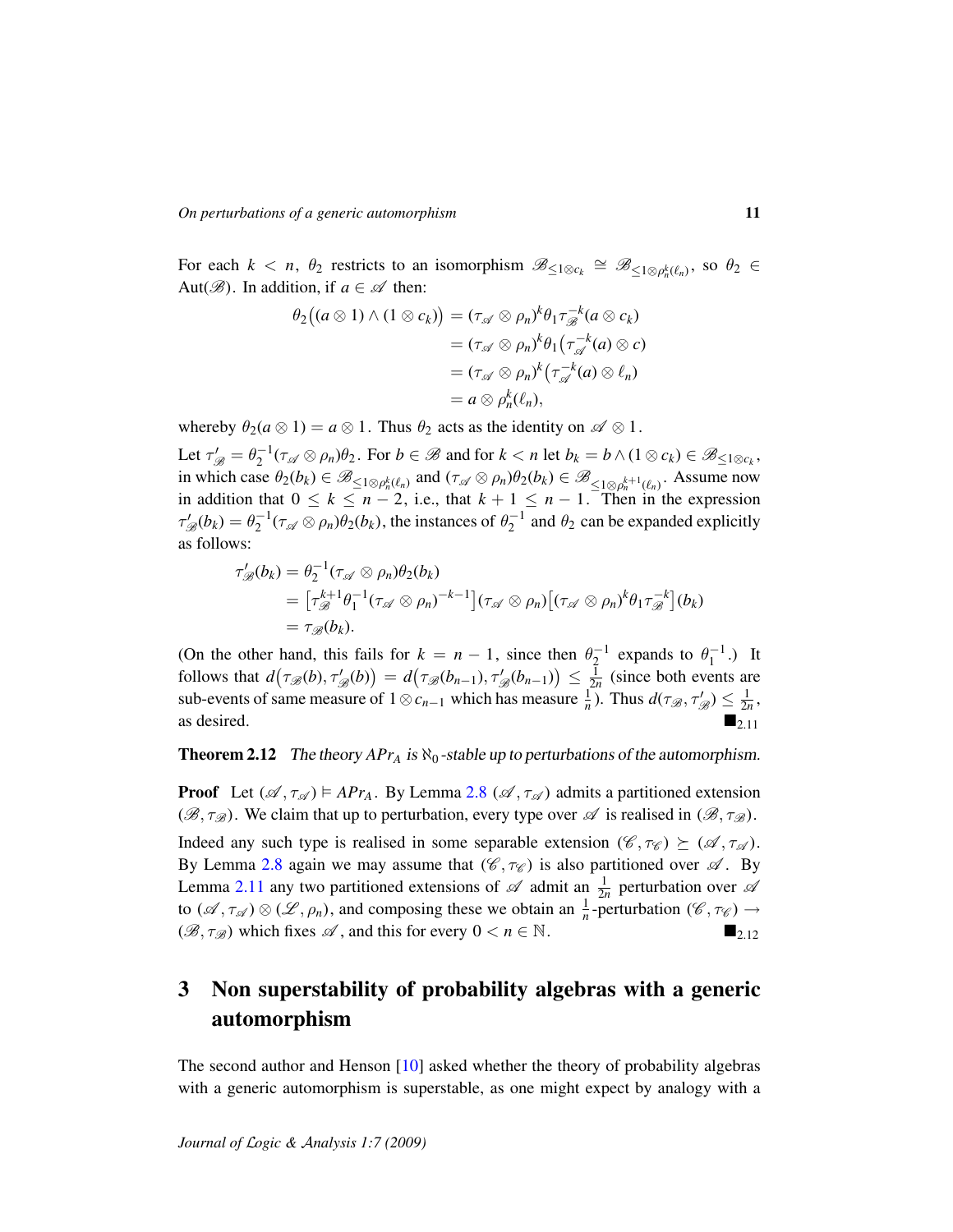For each $k < n$, $\theta_2$ restricts to an isomorphism $\mathscr{B}_{\leq 1\otimes c_k} \cong \mathscr{B}_{\leq 1\otimes \rho_n^k(\ell_n)}$, so $\theta_2 \in \mathrm{Aut}(\mathscr{B})$. In addition, if $a \in \mathscr{A}$ then:

$$\begin{aligned}
\theta_2\big((a\otimes 1)\wedge(1\otimes c_k)\big) &= (\tau_{\mathscr{A}}\otimes\rho_n)^k\theta_1\tau_{\mathscr{B}}^{-k}(a\otimes c_k)\\
&= (\tau_{\mathscr{A}}\otimes\rho_n)^k\theta_1\big(\tau_{\mathscr{A}}^{-k}(a)\otimes c\big)\\
&= (\tau_{\mathscr{A}}\otimes\rho_n)^k\big(\tau_{\mathscr{A}}^{-k}(a)\otimes \ell_n\big)\\
&= a\otimes\rho_n^k(\ell_n),
\end{aligned}$$

whereby $\theta_2(a\otimes 1) = a\otimes 1$. Thus $\theta_2$ acts as the identity on $\mathscr{A}\otimes 1$.

Let $\tau'_{\mathscr{B}} = \theta_2^{-1}(\tau_{\mathscr{A}}\otimes\rho_n)\theta_2$. For $b\in\mathscr{B}$ and for $k<n$ let $b_k = b\wedge(1\otimes c_k)\in\mathscr{B}_{\leq 1\otimes c_k}$, in which case $\theta_2(b_k)\in\mathscr{B}_{\leq 1\otimes\rho_n^k(\ell_n)}$ and $(\tau_{\mathscr{A}}\otimes\rho_n)\theta_2(b_k)\in\mathscr{B}_{\leq 1\otimes\rho_n^{k+1}(\ell_n)}$. Assume now in addition that $0\leq k\leq n-2$, i.e., that $k+1\leq n-1$. Then in the expression $\tau'_{\mathscr{B}}(b_k) = \theta_2^{-1}(\tau_{\mathscr{A}}\otimes\rho_n)\theta_2(b_k)$, the instances of $\theta_2^{-1}$ and $\theta_2$ can be expanded explicitly as follows:

$$\begin{aligned}
\tau'_{\mathscr{B}}(b_k) &= \theta_2^{-1}(\tau_{\mathscr{A}}\otimes\rho_n)\theta_2(b_k)\\
&= \big[\tau_{\mathscr{B}}^{k+1}\theta_1^{-1}(\tau_{\mathscr{A}}\otimes\rho_n)^{-k-1}\big](\tau_{\mathscr{A}}\otimes\rho_n)\big[(\tau_{\mathscr{A}}\otimes\rho_n)^k\theta_1\tau_{\mathscr{B}}^{-k}\big](b_k)\\
&= \tau_{\mathscr{B}}(b_k).
\end{aligned}$$

(On the other hand, this fails for $k=n-1$, since then $\theta_2^{-1}$ expands to $\theta_1^{-1}$.) It follows that $d\big(\tau_{\mathscr{B}}(b),\tau'_{\mathscr{B}}(b)\big) = d\big(\tau_{\mathscr{B}}(b_{n-1}),\tau'_{\mathscr{B}}(b_{n-1})\big)\leq\frac{1}{2n}$ (since both events are sub-events of same measure of $1\otimes c_{n-1}$ which has measure $\frac{1}{n}$). Thus $d(\tau_{\mathscr{B}},\tau'_{\mathscr{B}})\leq\frac{1}{2n}$, as desired. ■2.11

**Theorem 2.12** *The theory $APr_A$ is $\aleph_0$-stable up to perturbations of the automorphism.*

**Proof** Let $(\mathscr{A},\tau_{\mathscr{A}})\models APr_A$. By Lemma 2.8 $(\mathscr{A},\tau_{\mathscr{A}})$ admits a partitioned extension $(\mathscr{B},\tau_{\mathscr{B}})$. We claim that up to perturbation, every type over $\mathscr{A}$ is realised in $(\mathscr{B},\tau_{\mathscr{B}})$.

Indeed any such type is realised in some separable extension $(\mathscr{C},\tau_{\mathscr{C}})\succeq(\mathscr{A},\tau_{\mathscr{A}})$. By Lemma 2.8 again we may assume that $(\mathscr{C},\tau_{\mathscr{C}})$ is also partitioned over $\mathscr{A}$. By Lemma 2.11 any two partitioned extensions of $\mathscr{A}$ admit an $\frac{1}{2n}$ perturbation over $\mathscr{A}$ to $(\mathscr{A},\tau_{\mathscr{A}})\otimes(\mathscr{L},\rho_n)$, and composing these we obtain an $\frac{1}{n}$-perturbation $(\mathscr{C},\tau_{\mathscr{C}})\to(\mathscr{B},\tau_{\mathscr{B}})$ which fixes $\mathscr{A}$, and this for every $0<n\in\mathbb{N}$. ■2.12

## 3 Non superstability of probability algebras with a generic automorphism

The second author and Henson [10] asked whether the theory of probability algebras with a generic automorphism is superstable, as one might expect by analogy with a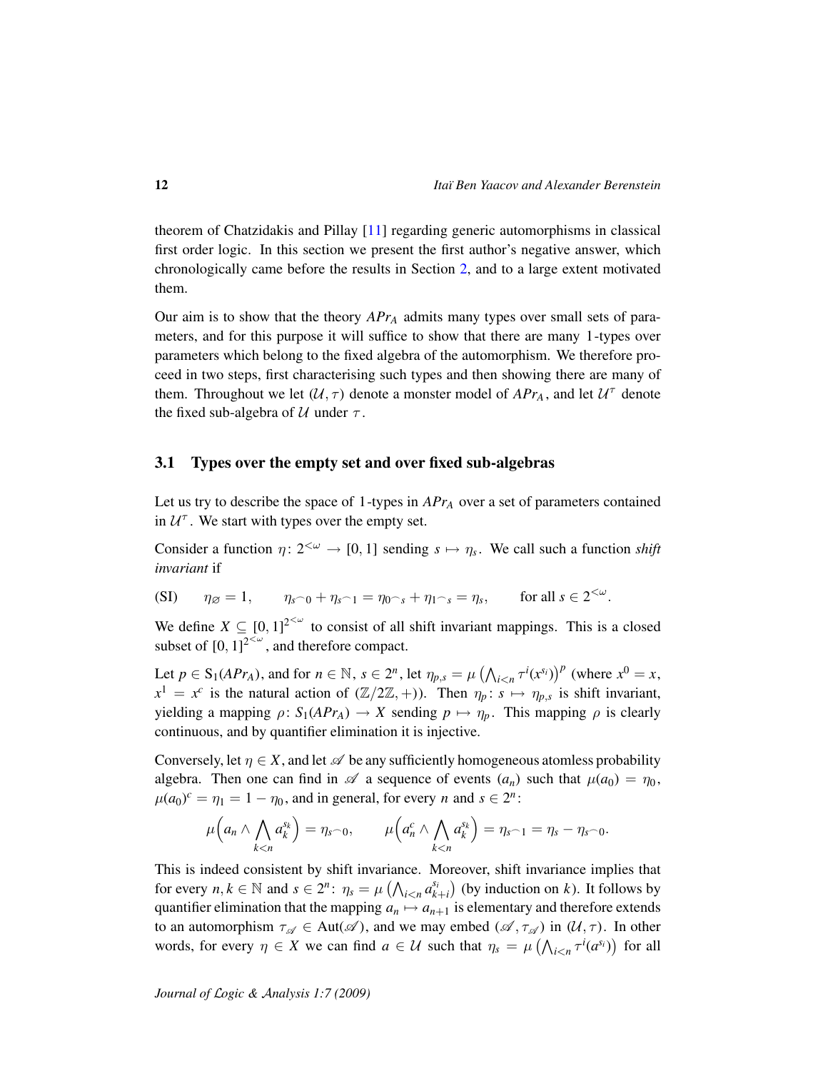theorem of Chatzidakis and Pillay [11] regarding generic automorphisms in classical first order logic. In this section we present the first author's negative answer, which chronologically came before the results in Section 2, and to a large extent motivated them.

Our aim is to show that the theory $APr_A$ admits many types over small sets of parameters, and for this purpose it will suffice to show that there are many 1-types over parameters which belong to the fixed algebra of the automorphism. We therefore proceed in two steps, first characterising such types and then showing there are many of them. Throughout we let $(\mathcal{U}, \tau)$ denote a monster model of $APr_A$, and let $\mathcal{U}^\tau$ denote the fixed sub-algebra of $\mathcal{U}$ under $\tau$.

## 3.1 Types over the empty set and over fixed sub-algebras

Let us try to describe the space of 1-types in $APr_A$ over a set of parameters contained in $\mathcal{U}^\tau$. We start with types over the empty set.

Consider a function $\eta\colon 2^{<\omega} \to [0,1]$ sending $s \mapsto \eta_s$. We call such a function *shift invariant* if

$$\text{(SI)} \qquad \eta_\varnothing = 1, \qquad \eta_{s\frown 0} + \eta_{s\frown 1} = \eta_{0\frown s} + \eta_{1\frown s} = \eta_s, \qquad \text{for all } s \in 2^{<\omega}.$$

We define $X \subseteq [0,1]^{2^{<\omega}}$ to consist of all shift invariant mappings. This is a closed subset of $[0,1]^{2^{<\omega}}$, and therefore compact.

Let $p \in \mathrm{S}_1(APr_A)$, and for $n \in \mathbb{N}$, $s \in 2^n$, let $\eta_{p,s} = \mu\left(\bigwedge_{i<n} \tau^i(x^{s_i})\right)^p$ (where $x^0 = x$, $x^1 = x^c$ is the natural action of $(\mathbb{Z}/2\mathbb{Z}, +)$). Then $\eta_p\colon s \mapsto \eta_{p,s}$ is shift invariant, yielding a mapping $\rho\colon S_1(APr_A) \to X$ sending $p \mapsto \eta_p$. This mapping $\rho$ is clearly continuous, and by quantifier elimination it is injective.

Conversely, let $\eta \in X$, and let $\mathscr{A}$ be any sufficiently homogeneous atomless probability algebra. Then one can find in $\mathscr{A}$ a sequence of events $(a_n)$ such that $\mu(a_0) = \eta_0$, $\mu(a_0)^c = \eta_1 = 1 - \eta_0$, and in general, for every $n$ and $s \in 2^n$:

$$\mu\Big(a_n \wedge \bigwedge_{k<n} a_k^{s_k}\Big) = \eta_{s\frown 0}, \qquad \mu\Big(a_n^c \wedge \bigwedge_{k<n} a_k^{s_k}\Big) = \eta_{s\frown 1} = \eta_s - \eta_{s\frown 0}.$$

This is indeed consistent by shift invariance. Moreover, shift invariance implies that for every $n, k \in \mathbb{N}$ and $s \in 2^n$: $\eta_s = \mu\left(\bigwedge_{i<n} a_{k+i}^{s_i}\right)$ (by induction on $k$). It follows by quantifier elimination that the mapping $a_n \mapsto a_{n+1}$ is elementary and therefore extends to an automorphism $\tau_{\mathscr{A}} \in \mathrm{Aut}(\mathscr{A})$, and we may embed $(\mathscr{A}, \tau_{\mathscr{A}})$ in $(\mathcal{U}, \tau)$. In other words, for every $\eta \in X$ we can find $a \in \mathcal{U}$ such that $\eta_s = \mu\left(\bigwedge_{i<n} \tau^i(a^{s_i})\right)$ for all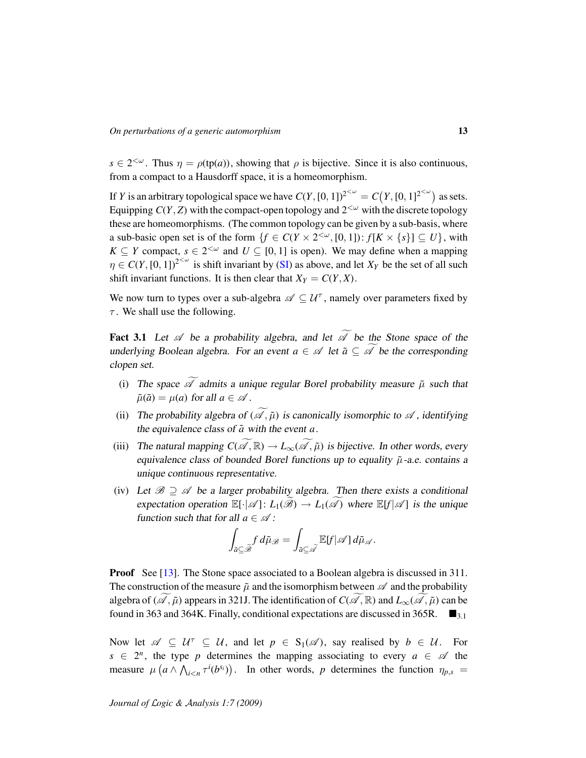$s \in 2^{<\omega}$. Thus $\eta = \rho(\mathrm{tp}(a))$, showing that $\rho$ is bijective. Since it is also continuous, from a compact to a Hausdorff space, it is a homeomorphism.

If $Y$ is an arbitrary topological space we have $C(Y, [0,1])^{2^{<\omega}} = C\big(Y, [0,1]^{2^{<\omega}}\big)$ as sets. Equipping $C(Y, Z)$ with the compact-open topology and $2^{<\omega}$ with the discrete topology these are homeomorphisms. (The common topology can be given by a sub-basis, where a sub-basic open set is of the form $\{f \in C(Y \times 2^{<\omega}, [0,1]) \colon f[K \times \{s\}] \subseteq U\}$, with $K \subseteq Y$ compact, $s \in 2^{<\omega}$ and $U \subseteq [0,1]$ is open). We may define when a mapping $\eta \in C(Y, [0,1])^{2^{<\omega}}$ is shift invariant by (SI) as above, and let $X_Y$ be the set of all such shift invariant functions. It is then clear that $X_Y = C(Y, X)$.

We now turn to types over a sub-algebra $\mathscr{A} \subseteq \mathcal{U}^\tau$, namely over parameters fixed by $\tau$. We shall use the following.

**Fact 3.1** *Let $\mathscr{A}$ be a probability algebra, and let $\widetilde{\mathscr{A}}$ be the Stone space of the underlying Boolean algebra. For an event $a \in \mathscr{A}$ let $\tilde{a} \subseteq \widetilde{\mathscr{A}}$ be the corresponding clopen set.*

(i) *The space $\widetilde{\mathscr{A}}$ admits a unique regular Borel probability measure $\tilde{\mu}$ such that $\tilde{\mu}(\tilde{a}) = \mu(a)$ for all $a \in \mathscr{A}$.*

(ii) *The probability algebra of $(\widetilde{\mathscr{A}}, \tilde{\mu})$ is canonically isomorphic to $\mathscr{A}$, identifying the equivalence class of $\tilde{a}$ with the event $a$.*

(iii) *The natural mapping $C(\widetilde{\mathscr{A}}, \mathbb{R}) \to L_\infty(\widetilde{\mathscr{A}}, \tilde{\mu})$ is bijective. In other words, every equivalence class of bounded Borel functions up to equality $\tilde{\mu}$-a.e. contains a unique continuous representative.*

(iv) *Let $\mathscr{B} \supseteq \mathscr{A}$ be a larger probability algebra. Then there exists a conditional expectation operation $\mathbb{E}[\cdot|\mathscr{A}] \colon L_1(\widetilde{\mathscr{B}}) \to L_1(\widetilde{\mathscr{A}})$ where $\mathbb{E}[f|\mathscr{A}]$ is the unique function such that for all $a \in \mathscr{A}$:*

$$\int_{\tilde{a} \subseteq \widetilde{\mathscr{B}}} f \, d\tilde{\mu}_{\mathscr{B}} = \int_{\tilde{a} \subseteq \widetilde{\mathscr{A}}} \mathbb{E}[f|\mathscr{A}] \, d\tilde{\mu}_{\mathscr{A}}.$$

**Proof** See [13]. The Stone space associated to a Boolean algebra is discussed in 311. The construction of the measure $\tilde{\mu}$ and the isomorphism between $\mathscr{A}$ and the probability algebra of $(\widetilde{\mathscr{A}}, \tilde{\mu})$ appears in 321J. The identification of $C(\widetilde{\mathscr{A}}, \mathbb{R})$ and $L_\infty(\widetilde{\mathscr{A}}, \tilde{\mu})$ can be found in 363 and 364K. Finally, conditional expectations are discussed in 365R. $\blacksquare_{3.1}$

Now let $\mathscr{A} \subseteq \mathcal{U}^\tau \subseteq \mathcal{U}$, and let $p \in \mathrm{S}_1(\mathscr{A})$, say realised by $b \in \mathcal{U}$. For $s \in 2^n$, the type $p$ determines the mapping associating to every $a \in \mathscr{A}$ the measure $\mu\left(a \wedge \bigwedge_{i<n} \tau^i(b^{s_i})\right)$. In other words, $p$ determines the function $\eta_{p,s} =$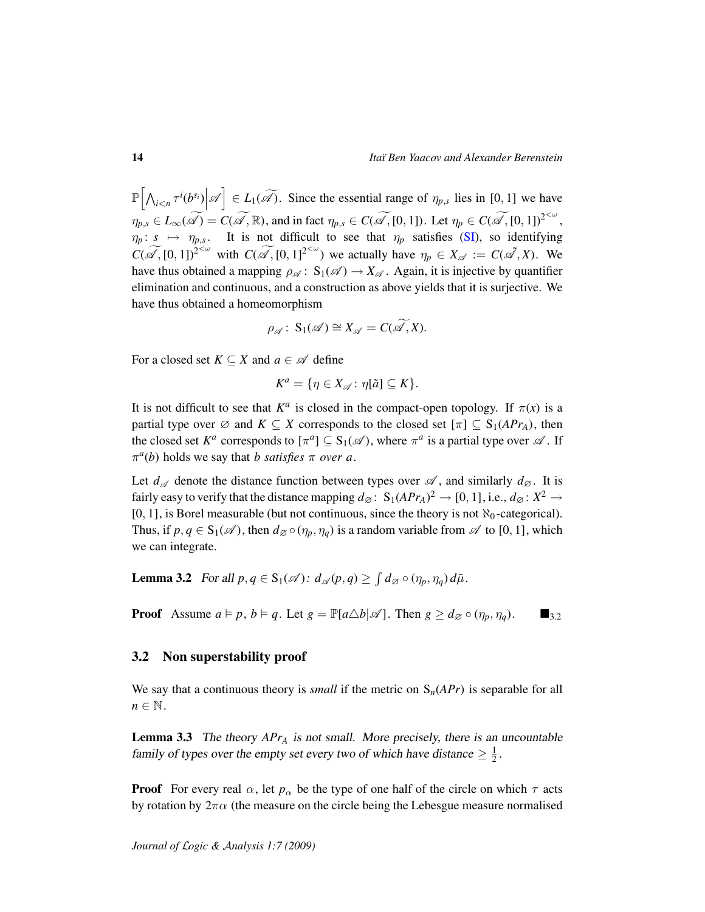$\mathbb{P}\Big[\bigwedge_{i<n} \tau^i(b^{s_i})\Big|\mathscr{A}\Big] \in L_1(\widetilde{\mathscr{A}})$. Since the essential range of $\eta_{p,s}$ lies in $[0,1]$ we have $\eta_{p,s} \in L_\infty(\widetilde{\mathscr{A}}) = C(\widetilde{\mathscr{A}}, \mathbb{R})$, and in fact $\eta_{p,s} \in C(\widetilde{\mathscr{A}}, [0,1])$. Let $\eta_p \in C(\widetilde{\mathscr{A}}, [0,1])^{2^{<\omega}}$, $\eta_p \colon s \mapsto \eta_{p,s}$. It is not difficult to see that $\eta_p$ satisfies (SI), so identifying $C(\widetilde{\mathscr{A}}, [0,1])^{2^{<\omega}}$ with $C(\widetilde{\mathscr{A}}, [0,1]^{2^{<\omega}})$ we actually have $\eta_p \in X_{\mathscr{A}} := C(\tilde{\mathscr{A}}, X)$. We have thus obtained a mapping $\rho_{\mathscr{A}} \colon \mathrm{S}_1(\mathscr{A}) \to X_{\mathscr{A}}$. Again, it is injective by quantifier elimination and continuous, and a construction as above yields that it is surjective. We have thus obtained a homeomorphism

$$\rho_{\mathscr{A}} \colon \mathrm{S}_1(\mathscr{A}) \cong X_{\mathscr{A}} = C(\widetilde{\mathscr{A}}, X).$$

For a closed set $K \subseteq X$ and $a \in \mathscr{A}$ define

$$K^a = \{\eta \in X_{\mathscr{A}} \colon \eta[\tilde{a}] \subseteq K\}.$$

It is not difficult to see that $K^a$ is closed in the compact-open topology. If $\pi(x)$ is a partial type over $\varnothing$ and $K \subseteq X$ corresponds to the closed set $[\pi] \subseteq \mathrm{S}_1(APr_A)$, then the closed set $K^a$ corresponds to $[\pi^a] \subseteq \mathrm{S}_1(\mathscr{A})$, where $\pi^a$ is a partial type over $\mathscr{A}$. If $\pi^a(b)$ holds we say that $b$ *satisfies* $\pi$ *over* $a$.

Let $d_{\mathscr{A}}$ denote the distance function between types over $\mathscr{A}$, and similarly $d_\varnothing$. It is fairly easy to verify that the distance mapping $d_\varnothing \colon \mathrm{S}_1(APr_A)^2 \to [0,1]$, i.e., $d_\varnothing \colon X^2 \to [0,1]$, is Borel measurable (but not continuous, since the theory is not $\aleph_0$-categorical). Thus, if $p, q \in \mathrm{S}_1(\mathscr{A})$, then $d_\varnothing \circ (\eta_p, \eta_q)$ is a random variable from $\mathscr{A}$ to $[0,1]$, which we can integrate.

**Lemma 3.2** *For all $p, q \in \mathrm{S}_1(\mathscr{A})$: $d_{\mathscr{A}}(p,q) \geq \int d_\varnothing \circ (\eta_p, \eta_q)\, d\tilde{\mu}$.*

**Proof** Assume $a \vDash p$, $b \vDash q$. Let $g = \mathbb{P}[a \triangle b | \mathscr{A}]$. Then $g \geq d_\varnothing \circ (\eta_p, \eta_q)$. $\blacksquare_{3.2}$

## 3.2 Non superstability proof

We say that a continuous theory is *small* if the metric on $\mathrm{S}_n(APr)$ is separable for all $n \in \mathbb{N}$.

**Lemma 3.3** *The theory $APr_A$ is not small. More precisely, there is an uncountable family of types over the empty set every two of which have distance $\geq \frac{1}{2}$.*

**Proof** For every real $\alpha$, let $p_\alpha$ be the type of one half of the circle on which $\tau$ acts by rotation by $2\pi\alpha$ (the measure on the circle being the Lebesgue measure normalised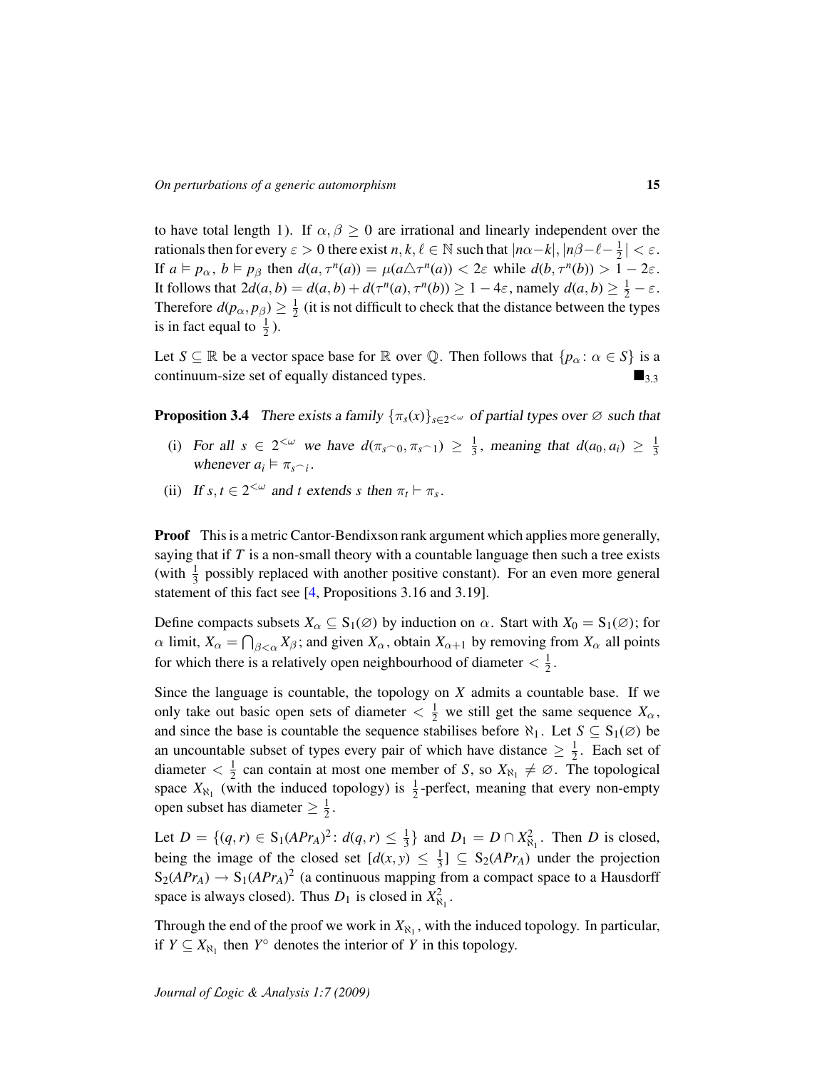to have total length 1). If $\alpha, \beta \geq 0$ are irrational and linearly independent over the rationals then for every $\varepsilon > 0$ there exist $n, k, \ell \in \mathbb{N}$ such that $|n\alpha - k|, |n\beta - \ell - \frac{1}{2}| < \varepsilon$. If $a \vDash p_\alpha$, $b \vDash p_\beta$ then $d(a, \tau^n(a)) = \mu(a \triangle \tau^n(a)) < 2\varepsilon$ while $d(b, \tau^n(b)) > 1 - 2\varepsilon$. It follows that $2d(a, b) = d(a, b) + d(\tau^n(a), \tau^n(b)) \geq 1 - 4\varepsilon$, namely $d(a, b) \geq \frac{1}{2} - \varepsilon$. Therefore $d(p_\alpha, p_\beta) \geq \frac{1}{2}$ (it is not difficult to check that the distance between the types is in fact equal to $\frac{1}{2}$).

Let $S \subseteq \mathbb{R}$ be a vector space base for $\mathbb{R}$ over $\mathbb{Q}$. Then follows that $\{p_\alpha : \alpha \in S\}$ is a continuum-size set of equally distanced types. $\blacksquare_{3.3}$

**Proposition 3.4** *There exists a family $\{\pi_s(x)\}_{s \in 2^{<\omega}}$ of partial types over $\varnothing$ such that*

(i) *For all $s \in 2^{<\omega}$ we have $d(\pi_{s^\frown 0}, \pi_{s^\frown 1}) \geq \frac{1}{3}$, meaning that $d(a_0, a_i) \geq \frac{1}{3}$ whenever $a_i \vDash \pi_{s^\frown i}$.*

(ii) *If $s, t \in 2^{<\omega}$ and $t$ extends $s$ then $\pi_t \vdash \pi_s$.*

**Proof** This is a metric Cantor-Bendixson rank argument which applies more generally, saying that if $T$ is a non-small theory with a countable language then such a tree exists (with $\frac{1}{3}$ possibly replaced with another positive constant). For an even more general statement of this fact see [4, Propositions 3.16 and 3.19].

Define compacts subsets $X_\alpha \subseteq \mathrm{S}_1(\varnothing)$ by induction on $\alpha$. Start with $X_0 = \mathrm{S}_1(\varnothing)$; for $\alpha$ limit, $X_\alpha = \bigcap_{\beta < \alpha} X_\beta$; and given $X_\alpha$, obtain $X_{\alpha+1}$ by removing from $X_\alpha$ all points for which there is a relatively open neighbourhood of diameter $< \frac{1}{2}$.

Since the language is countable, the topology on $X$ admits a countable base. If we only take out basic open sets of diameter $< \frac{1}{2}$ we still get the same sequence $X_\alpha$, and since the base is countable the sequence stabilises before $\aleph_1$. Let $S \subseteq \mathrm{S}_1(\varnothing)$ be an uncountable subset of types every pair of which have distance $\geq \frac{1}{2}$. Each set of diameter $< \frac{1}{2}$ can contain at most one member of $S$, so $X_{\aleph_1} \neq \varnothing$. The topological space $X_{\aleph_1}$ (with the induced topology) is $\frac{1}{2}$-perfect, meaning that every non-empty open subset has diameter $\geq \frac{1}{2}$.

Let $D = \{(q, r) \in \mathrm{S}_1(APr_A)^2 : d(q, r) \leq \frac{1}{3}\}$ and $D_1 = D \cap X_{\aleph_1}^2$. Then $D$ is closed, being the image of the closed set $[d(x, y) \leq \frac{1}{3}] \subseteq \mathrm{S}_2(APr_A)$ under the projection $\mathrm{S}_2(APr_A) \to \mathrm{S}_1(APr_A)^2$ (a continuous mapping from a compact space to a Hausdorff space is always closed). Thus $D_1$ is closed in $X_{\aleph_1}^2$.

Through the end of the proof we work in $X_{\aleph_1}$, with the induced topology. In particular, if $Y \subseteq X_{\aleph_1}$ then $Y^\circ$ denotes the interior of $Y$ in this topology.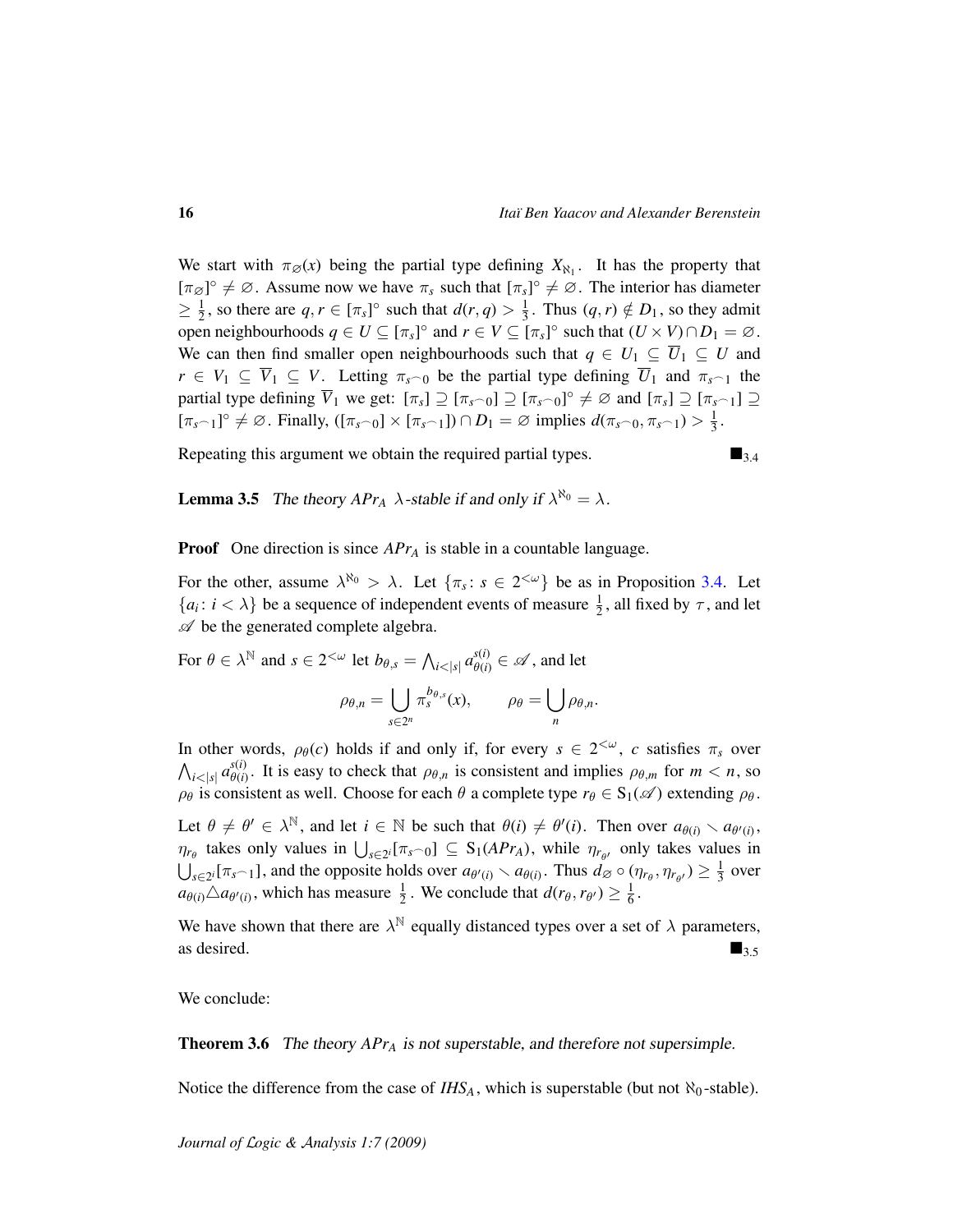We start with $\pi_\varnothing(x)$ being the partial type defining $X_{\aleph_1}$. It has the property that $[\pi_\varnothing]^\circ \neq \varnothing$. Assume now we have $\pi_s$ such that $[\pi_s]^\circ \neq \varnothing$. The interior has diameter $\geq \frac{1}{2}$, so there are $q, r \in [\pi_s]^\circ$ such that $d(r, q) > \frac{1}{3}$. Thus $(q, r) \notin D_1$, so they admit open neighbourhoods $q \in U \subseteq [\pi_s]^\circ$ and $r \in V \subseteq [\pi_s]^\circ$ such that $(U \times V) \cap D_1 = \varnothing$. We can then find smaller open neighbourhoods such that $q \in U_1 \subseteq \overline{U}_1 \subseteq U$ and $r \in V_1 \subseteq \overline{V}_1 \subseteq V$. Letting $\pi_{s\frown 0}$ be the partial type defining $\overline{U}_1$ and $\pi_{s\frown 1}$ the partial type defining $\overline{V}_1$ we get: $[\pi_s] \supseteq [\pi_{s\frown 0}] \supseteq [\pi_{s\frown 0}]^\circ \neq \varnothing$ and $[\pi_s] \supseteq [\pi_{s\frown 1}] \supseteq [\pi_{s\frown 1}]^\circ \neq \varnothing$. Finally, $([\pi_{s\frown 0}] \times [\pi_{s\frown 1}]) \cap D_1 = \varnothing$ implies $d(\pi_{s\frown 0}, \pi_{s\frown 1}) > \frac{1}{3}$.

Repeating this argument we obtain the required partial types. ■$_{3.4}$

**Lemma 3.5** *The theory $APr_A$ $\lambda$-stable if and only if $\lambda^{\aleph_0} = \lambda$.*

**Proof** One direction is since $APr_A$ is stable in a countable language.

For the other, assume $\lambda^{\aleph_0} > \lambda$. Let $\{\pi_s : s \in 2^{<\omega}\}$ be as in Proposition 3.4. Let $\{a_i : i < \lambda\}$ be a sequence of independent events of measure $\frac{1}{2}$, all fixed by $\tau$, and let $\mathscr{A}$ be the generated complete algebra.

For $\theta \in \lambda^{\mathbb{N}}$ and $s \in 2^{<\omega}$ let $b_{\theta,s} = \bigwedge_{i<|s|} a_{\theta(i)}^{s(i)} \in \mathscr{A}$, and let

$$\rho_{\theta,n} = \bigcup_{s \in 2^n} \pi_s^{b_{\theta,s}}(x), \qquad \rho_\theta = \bigcup_n \rho_{\theta,n}.$$

In other words, $\rho_\theta(c)$ holds if and only if, for every $s \in 2^{<\omega}$, $c$ satisfies $\pi_s$ over $\bigwedge_{i<|s|} a_{\theta(i)}^{s(i)}$. It is easy to check that $\rho_{\theta,n}$ is consistent and implies $\rho_{\theta,m}$ for $m < n$, so $\rho_\theta$ is consistent as well. Choose for each $\theta$ a complete type $r_\theta \in \mathrm{S}_1(\mathscr{A})$ extending $\rho_\theta$.

Let $\theta \neq \theta' \in \lambda^{\mathbb{N}}$, and let $i \in \mathbb{N}$ be such that $\theta(i) \neq \theta'(i)$. Then over $a_{\theta(i)} \smallsetminus a_{\theta'(i)}$, $\eta_{r_\theta}$ takes only values in $\bigcup_{s \in 2^i} [\pi_{s\frown 0}] \subseteq \mathrm{S}_1(APr_A)$, while $\eta_{r_{\theta'}}$ only takes values in $\bigcup_{s \in 2^i} [\pi_{s\frown 1}]$, and the opposite holds over $a_{\theta'(i)} \smallsetminus a_{\theta(i)}$. Thus $d_\varnothing \circ (\eta_{r_\theta}, \eta_{r_{\theta'}}) \geq \frac{1}{3}$ over $a_{\theta(i)} \triangle a_{\theta'(i)}$, which has measure $\frac{1}{2}$. We conclude that $d(r_\theta, r_{\theta'}) \geq \frac{1}{6}$.

We have shown that there are $\lambda^{\mathbb{N}}$ equally distanced types over a set of $\lambda$ parameters, as desired. ■$_{3.5}$

We conclude:

**Theorem 3.6** *The theory $APr_A$ is not superstable, and therefore not supersimple.*

Notice the difference from the case of $IHS_A$, which is superstable (but not $\aleph_0$-stable).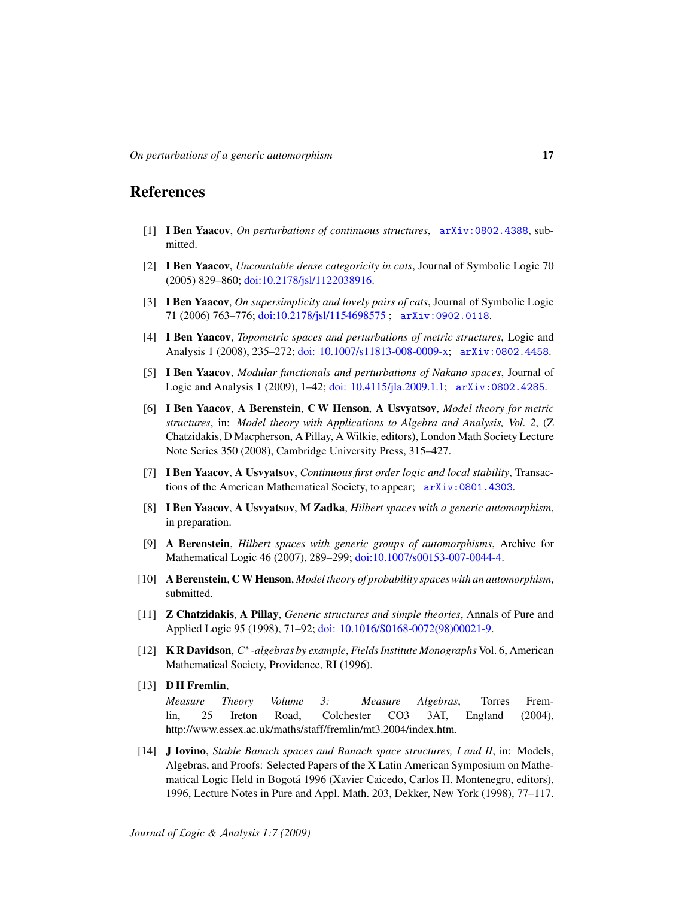## References

[1] **I Ben Yaacov**, *On perturbations of continuous structures*, arXiv:0802.4388, submitted.

[2] **I Ben Yaacov**, *Uncountable dense categoricity in cats*, Journal of Symbolic Logic 70 (2005) 829–860; doi:10.2178/jsl/1122038916.

[3] **I Ben Yaacov**, *On supersimplicity and lovely pairs of cats*, Journal of Symbolic Logic 71 (2006) 763–776; doi:10.2178/jsl/1154698575 ; arXiv:0902.0118.

[4] **I Ben Yaacov**, *Topometric spaces and perturbations of metric structures*, Logic and Analysis 1 (2008), 235–272; doi: 10.1007/s11813-008-0009-x; arXiv:0802.4458.

[5] **I Ben Yaacov**, *Modular functionals and perturbations of Nakano spaces*, Journal of Logic and Analysis 1 (2009), 1–42; doi: 10.4115/jla.2009.1.1; arXiv:0802.4285.

[6] **I Ben Yaacov**, **A Berenstein**, **C W Henson**, **A Usvyatsov**, *Model theory for metric structures*, in: *Model theory with Applications to Algebra and Analysis, Vol. 2*, (Z Chatzidakis, D Macpherson, A Pillay, A Wilkie, editors), London Math Society Lecture Note Series 350 (2008), Cambridge University Press, 315–427.

[7] **I Ben Yaacov**, **A Usvyatsov**, *Continuous first order logic and local stability*, Transactions of the American Mathematical Society, to appear; arXiv:0801.4303.

[8] **I Ben Yaacov**, **A Usvyatsov**, **M Zadka**, *Hilbert spaces with a generic automorphism*, in preparation.

[9] **A Berenstein**, *Hilbert spaces with generic groups of automorphisms*, Archive for Mathematical Logic 46 (2007), 289–299; doi:10.1007/s00153-007-0044-4.

[10] **A Berenstein**, **C W Henson**, *Model theory of probability spaces with an automorphism*, submitted.

[11] **Z Chatzidakis**, **A Pillay**, *Generic structures and simple theories*, Annals of Pure and Applied Logic 95 (1998), 71–92; doi: 10.1016/S0168-0072(98)00021-9.

[12] **K R Davidson**, *$C^*$-algebras by example*, *Fields Institute Monographs* Vol. 6, American Mathematical Society, Providence, RI (1996).

[13] **D H Fremlin**, *Measure Theory Volume 3: Measure Algebras*, Torres Fremlin, 25 Ireton Road, Colchester CO3 3AT, England (2004), http://www.essex.ac.uk/maths/staff/fremlin/mt3.2004/index.htm.

[14] **J Iovino**, *Stable Banach spaces and Banach space structures, I and II*, in: Models, Algebras, and Proofs: Selected Papers of the X Latin American Symposium on Mathematical Logic Held in Bogotá 1996 (Xavier Caicedo, Carlos H. Montenegro, editors), 1996, Lecture Notes in Pure and Appl. Math. 203, Dekker, New York (1998), 77–117.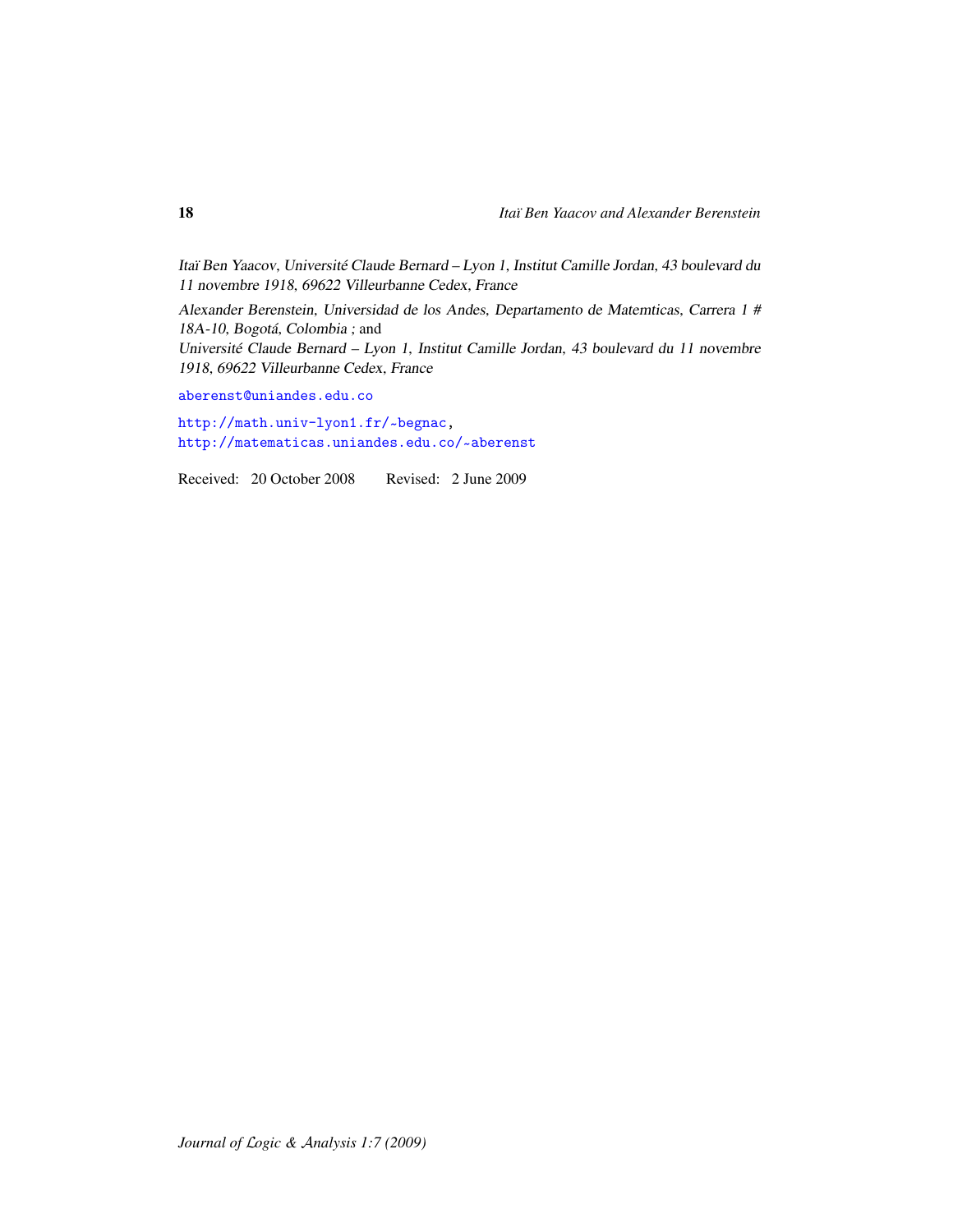*Itaï Ben Yaacov, Université Claude Bernard – Lyon 1, Institut Camille Jordan, 43 boulevard du 11 novembre 1918, 69622 Villeurbanne Cedex, France*

*Alexander Berenstein, Universidad de los Andes, Departamento de Matemticas, Carrera 1 # 18A-10, Bogotá, Colombia* ; and
*Université Claude Bernard – Lyon 1, Institut Camille Jordan, 43 boulevard du 11 novembre 1918, 69622 Villeurbanne Cedex, France*

aberenst@uniandes.edu.co

http://math.univ-lyon1.fr/~begnac,
http://matematicas.uniandes.edu.co/~aberenst

Received: 20 October 2008 Revised: 2 June 2009